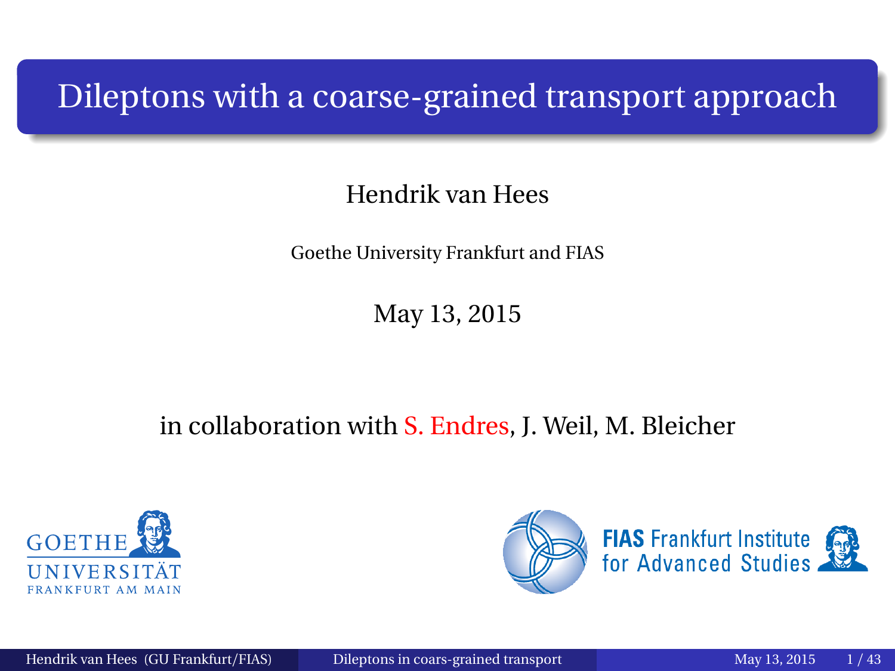# Dileptons with a coarse-grained transport approach

Hendrik van Hees

Goethe University Frankfurt and FIAS

May 13, 2015

in collaboration with S. Endres, J. Weil, M. Bleicher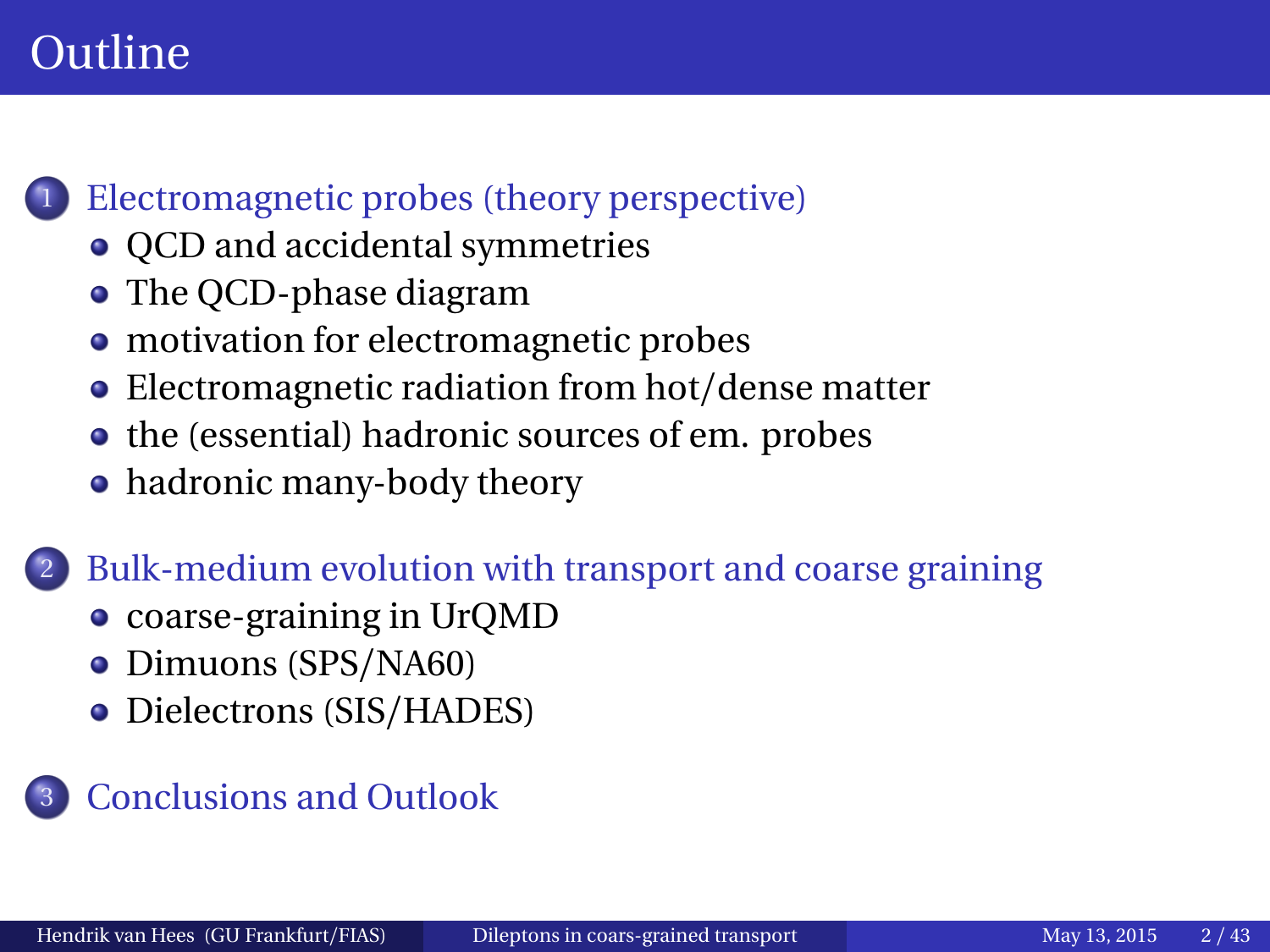# Outline

1. Electromagnetic probes (theory perspective)
   - QCD and accidental symmetries
   - The QCD-phase diagram
   - motivation for electromagnetic probes
   - Electromagnetic radiation from hot/dense matter
   - the (essential) hadronic sources of em. probes
   - hadronic many-body theory
2. Bulk-medium evolution with transport and coarse graining
   - coarse-graining in UrQMD
   - Dimuons (SPS/NA60)
   - Dielectrons (SIS/HADES)
3. Conclusions and Outlook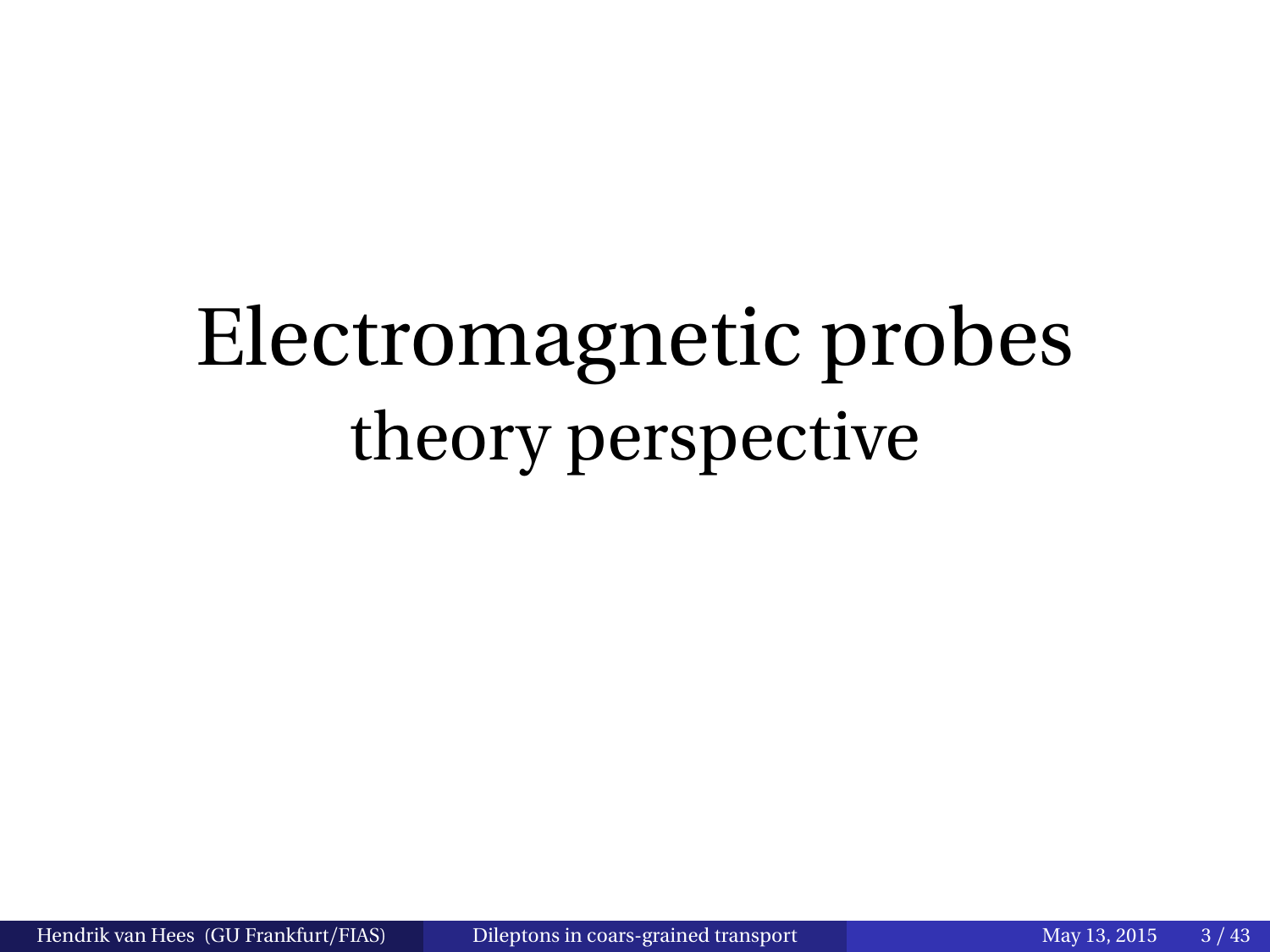# Electromagnetic probes

## theory perspective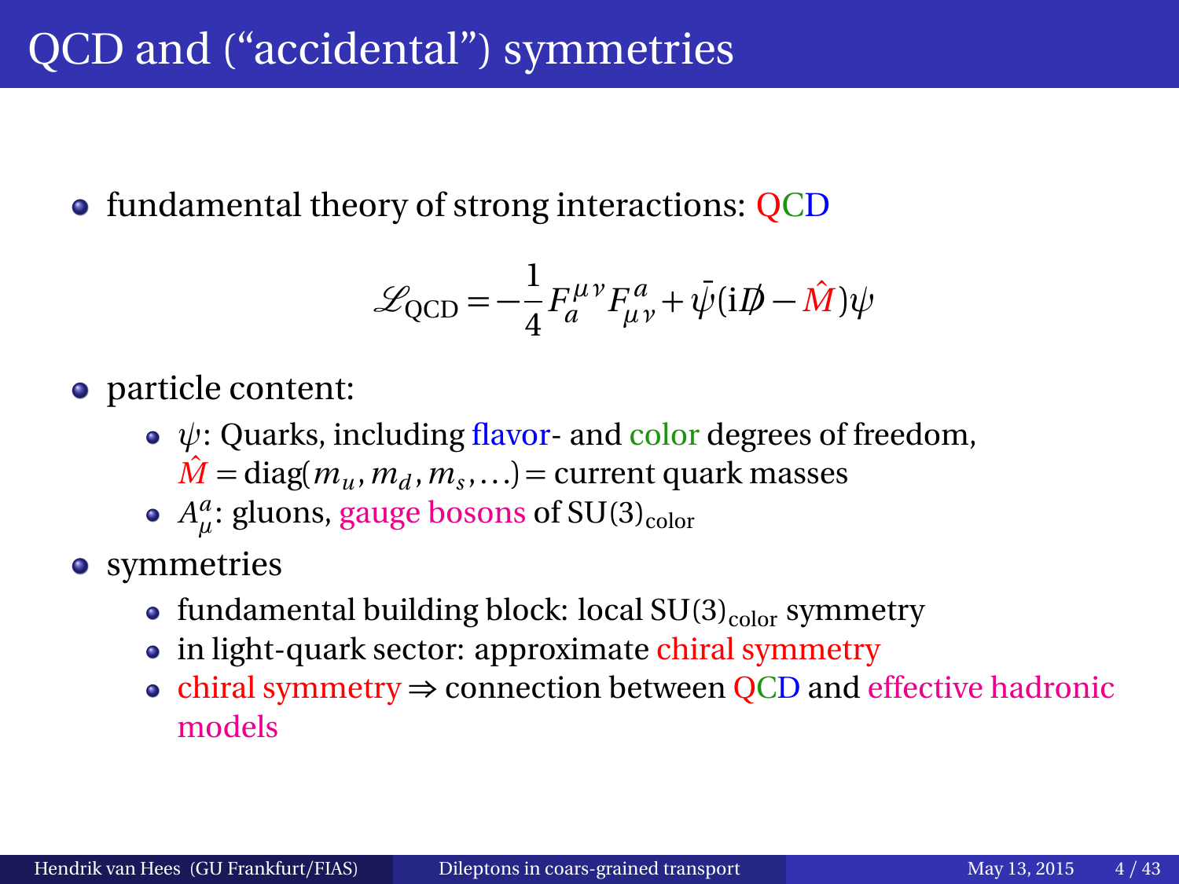# QCD and ("accidental") symmetries

- fundamental theory of strong interactions: QCD

$$\mathscr{L}_{\text{QCD}} = -\frac{1}{4} F_a^{\mu\nu} F_{\mu\nu}^a + \bar{\psi}(\mathrm{i}\not{D} - \hat{M})\psi$$

- particle content:
  - $\psi$: Quarks, including flavor- and color degrees of freedom, $\hat{M} = \text{diag}(m_u, m_d, m_s, \ldots) =$ current quark masses
  - $A_\mu^a$: gluons, gauge bosons of $\text{SU}(3)_{\text{color}}$
- symmetries
  - fundamental building block: local $\text{SU}(3)_{\text{color}}$ symmetry
  - in light-quark sector: approximate chiral symmetry
  - chiral symmetry $\Rightarrow$ connection between QCD and effective hadronic models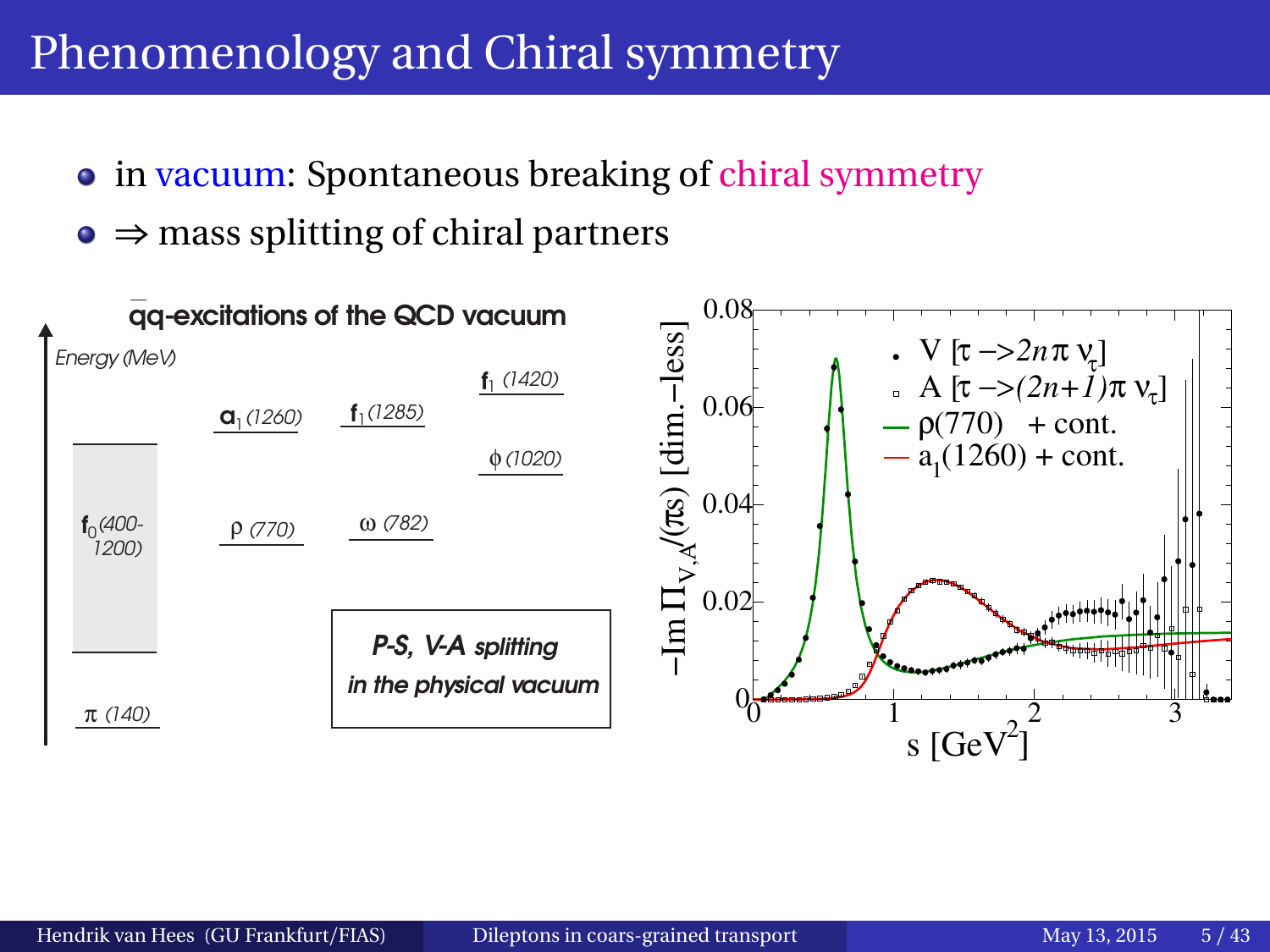# Phenomenology and Chiral symmetry

- in vacuum: Spontaneous breaking of chiral symmetry
- $\Rightarrow$ mass splitting of chiral partners

$\bar{q}q$-excitations of the QCD vacuum

Energy (MeV)

$\pi$ (140) · $f_0$ (400-1200) · $\rho$ (770) · $a_1$ (1260) · $\omega$ (782) · $f_1$ (1285) · $\phi$ (1020) · $f_1$ (1420)

*P-S, V-A splitting in the physical vacuum*

$-\mathrm{Im}\,\Pi_{V,A}/(\pi s)$ [dim.-less] vs. s [GeV$^2$]

- V [$\tau \to 2n\pi\, \nu_\tau$]
- A [$\tau \to (2n+1)\pi\, \nu_\tau$]
- $\rho$(770) + cont.
- $a_1$(1260) + cont.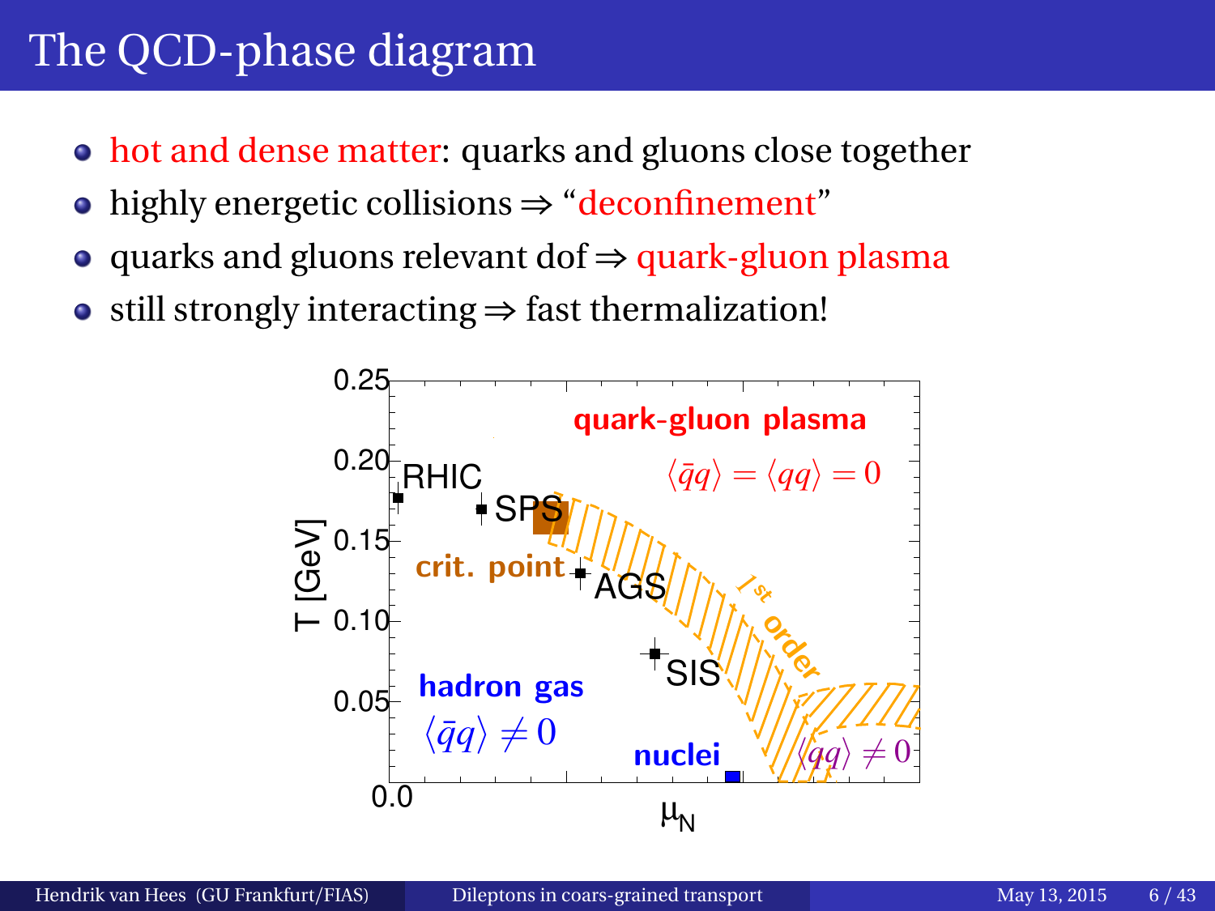# The QCD-phase diagram

- hot and dense matter: quarks and gluons close together
- highly energetic collisions ⇒ "deconfinement"
- quarks and gluons relevant dof ⇒ quark-gluon plasma
- still strongly interacting ⇒ fast thermalization!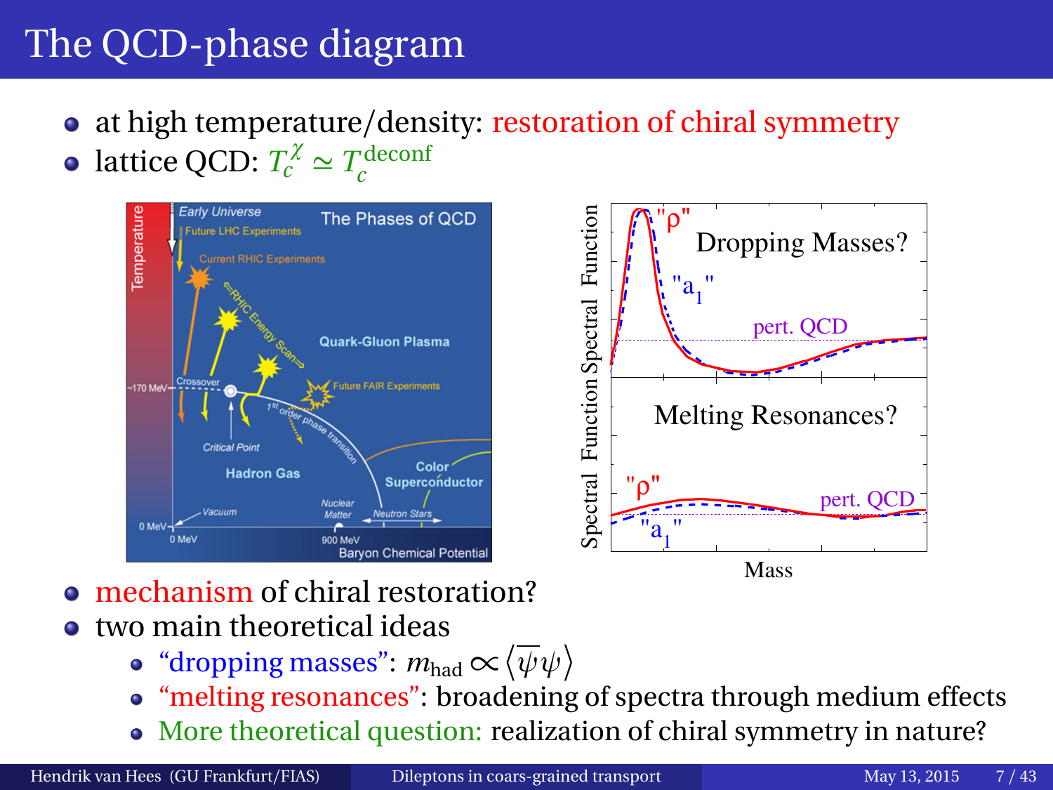# The QCD-phase diagram

- at high temperature/density: restoration of chiral symmetry
- lattice QCD: $T_c^{\chi} \simeq T_c^{\text{deconf}}$

- mechanism of chiral restoration?
- two main theoretical ideas
  - "dropping masses": $m_{\text{had}} \propto \langle \overline{\psi} \psi \rangle$
  - "melting resonances": broadening of spectra through medium effects
  - More theoretical question: realization of chiral symmetry in nature?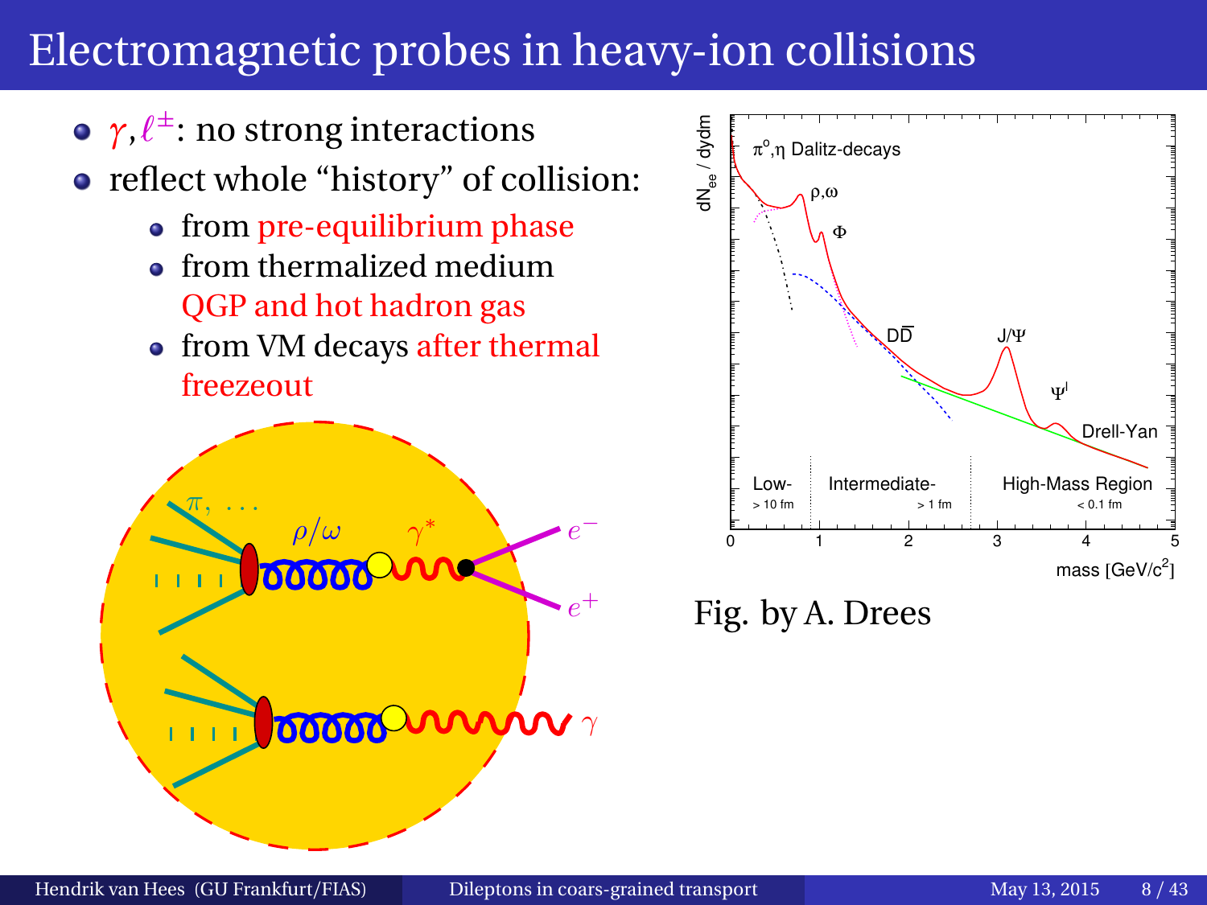# Electromagnetic probes in heavy-ion collisions

- $\gamma, \ell^{\pm}$: no strong interactions
- reflect whole "history" of collision:
  - from pre-equilibrium phase
  - from thermalized medium QGP and hot hadron gas
  - from VM decays after thermal freezeout

Fig. by A. Drees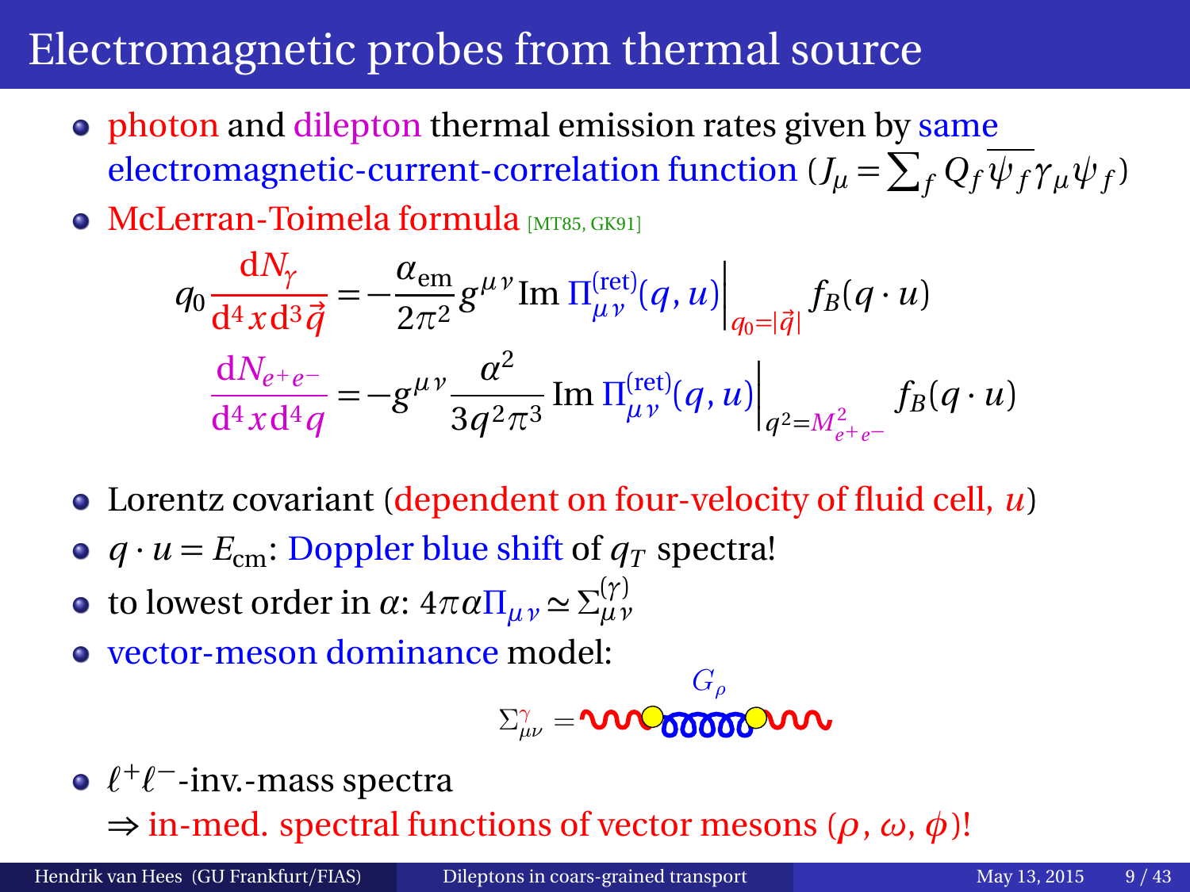# Electromagnetic probes from thermal source

- photon and dilepton thermal emission rates given by same electromagnetic-current-correlation function ($J_\mu = \sum_f Q_f \overline{\psi_f} \gamma_\mu \psi_f$)
- McLerran-Toimela formula [MT85, GK91]

$$q_0 \frac{\mathrm{d}N_\gamma}{\mathrm{d}^4 x \, \mathrm{d}^3 \vec{q}} = -\frac{\alpha_{\text{em}}}{2\pi^2} g^{\mu\nu} \operatorname{Im} \Pi^{(\text{ret})}_{\mu\nu}(q,u)\Big|_{q_0=|\vec{q}|} f_B(q \cdot u)$$

$$\frac{\mathrm{d}N_{e^+e^-}}{\mathrm{d}^4 x \, \mathrm{d}^4 q} = -g^{\mu\nu} \frac{\alpha^2}{3q^2\pi^3} \operatorname{Im} \Pi^{(\text{ret})}_{\mu\nu}(q,u)\Big|_{q^2=M^2_{e^+e^-}} f_B(q \cdot u)$$

- Lorentz covariant (dependent on four-velocity of fluid cell, $u$)
- $q \cdot u = E_{\text{cm}}$: Doppler blue shift of $q_T$ spectra!
- to lowest order in $\alpha$: $4\pi\alpha\Pi_{\mu\nu} \simeq \Sigma^{(\gamma)}_{\mu\nu}$
- vector-meson dominance model:

$$\Sigma^{\gamma}_{\mu\nu} = \quad G_\rho$$

- $\ell^+\ell^-$-inv.-mass spectra
  $\Rightarrow$ in-med. spectral functions of vector mesons ($\rho$, $\omega$, $\phi$)!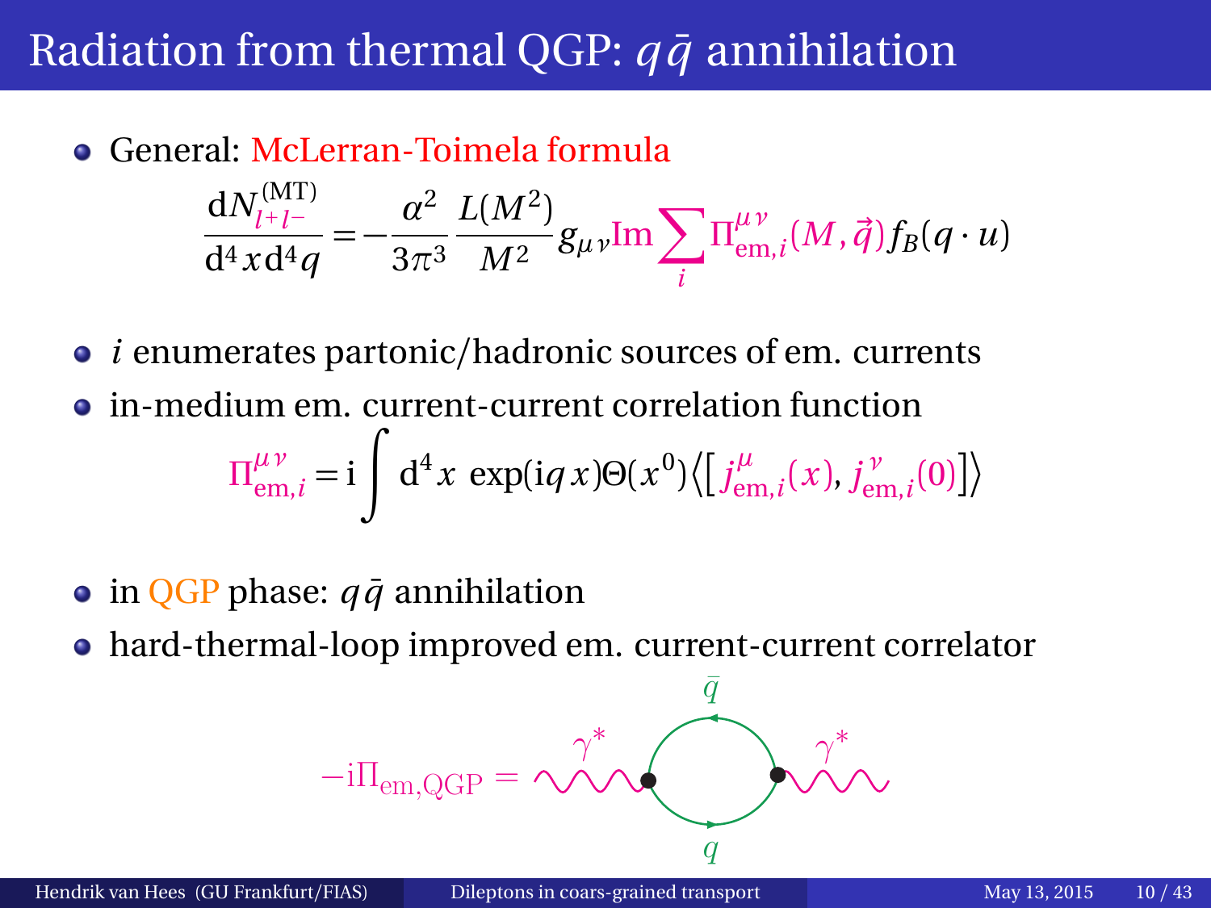# Radiation from thermal QGP: $q\bar{q}$ annihilation

- General: McLerran-Toimela formula

$$\frac{\mathrm{d}N_{l^+l^-}^{(\mathrm{MT})}}{\mathrm{d}^4x\,\mathrm{d}^4q} = -\frac{\alpha^2}{3\pi^3}\frac{L(M^2)}{M^2} g_{\mu\nu} \mathrm{Im} \sum_i \Pi_{\mathrm{em},i}^{\mu\nu}(M,\vec{q}) f_B(q\cdot u)$$

- $i$ enumerates partonic/hadronic sources of em. currents
- in-medium em. current-current correlation function

$$\Pi_{\mathrm{em},i}^{\mu\nu} = \mathrm{i}\int \mathrm{d}^4x\, \exp(\mathrm{i}qx)\Theta(x^0)\left\langle \left[ j_{\mathrm{em},i}^{\mu}(x), j_{\mathrm{em},i}^{\nu}(0)\right]\right\rangle$$

- in QGP phase: $q\bar{q}$ annihilation
- hard-thermal-loop improved em. current-current correlator

$$-\mathrm{i}\Pi_{\mathrm{em,QGP}} = \text{[diagram: } \gamma^* \to q\bar{q} \text{ loop} \to \gamma^*]$$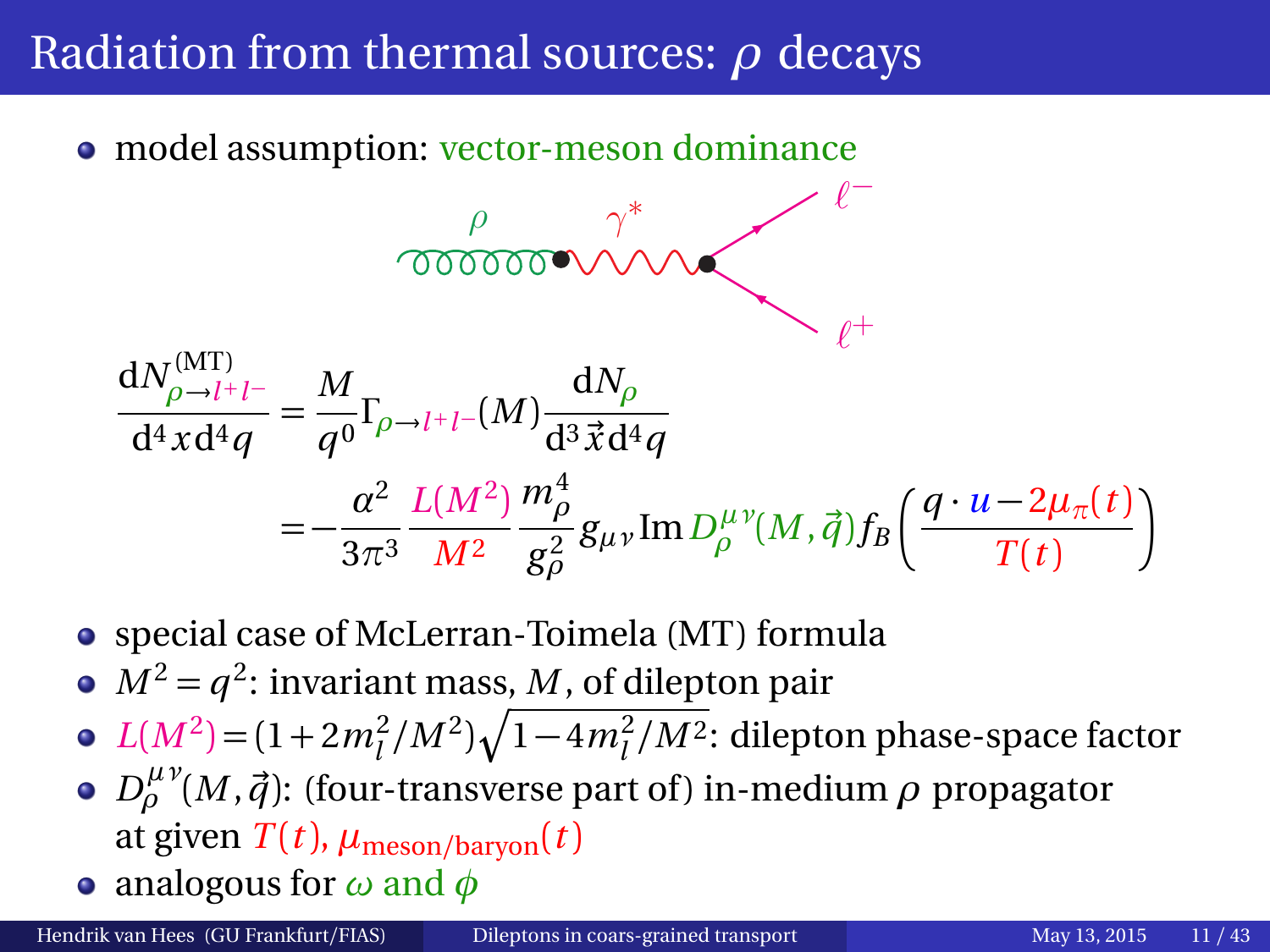# Radiation from thermal sources: $\rho$ decays

- model assumption: vector-meson dominance

$$\frac{\mathrm{d}N^{(\mathrm{MT})}_{\rho \rightarrow l^+ l^-}}{\mathrm{d}^4 x \, \mathrm{d}^4 q} = \frac{M}{q^0} \Gamma_{\rho \rightarrow l^+ l^-}(M) \frac{\mathrm{d}N_\rho}{\mathrm{d}^3 \vec{x} \, \mathrm{d}^4 q}$$

$$= -\frac{\alpha^2}{3\pi^3} \frac{L(M^2)}{M^2} \frac{m_\rho^4}{g_\rho^2} g_{\mu\nu} \operatorname{Im} D_\rho^{\mu\nu}(M, \vec{q}) f_B\left(\frac{q \cdot u - 2\mu_\pi(t)}{T(t)}\right)$$

- special case of McLerran-Toimela (MT) formula
- $M^2 = q^2$: invariant mass, $M$, of dilepton pair
- $L(M^2) = (1 + 2m_l^2/M^2)\sqrt{1 - 4m_l^2/M^2}$: dilepton phase-space factor
- $D_\rho^{\mu\nu}(M, \vec{q})$: (four-transverse part of) in-medium $\rho$ propagator at given $T(t)$, $\mu_{\text{meson/baryon}}(t)$
- analogous for $\omega$ and $\phi$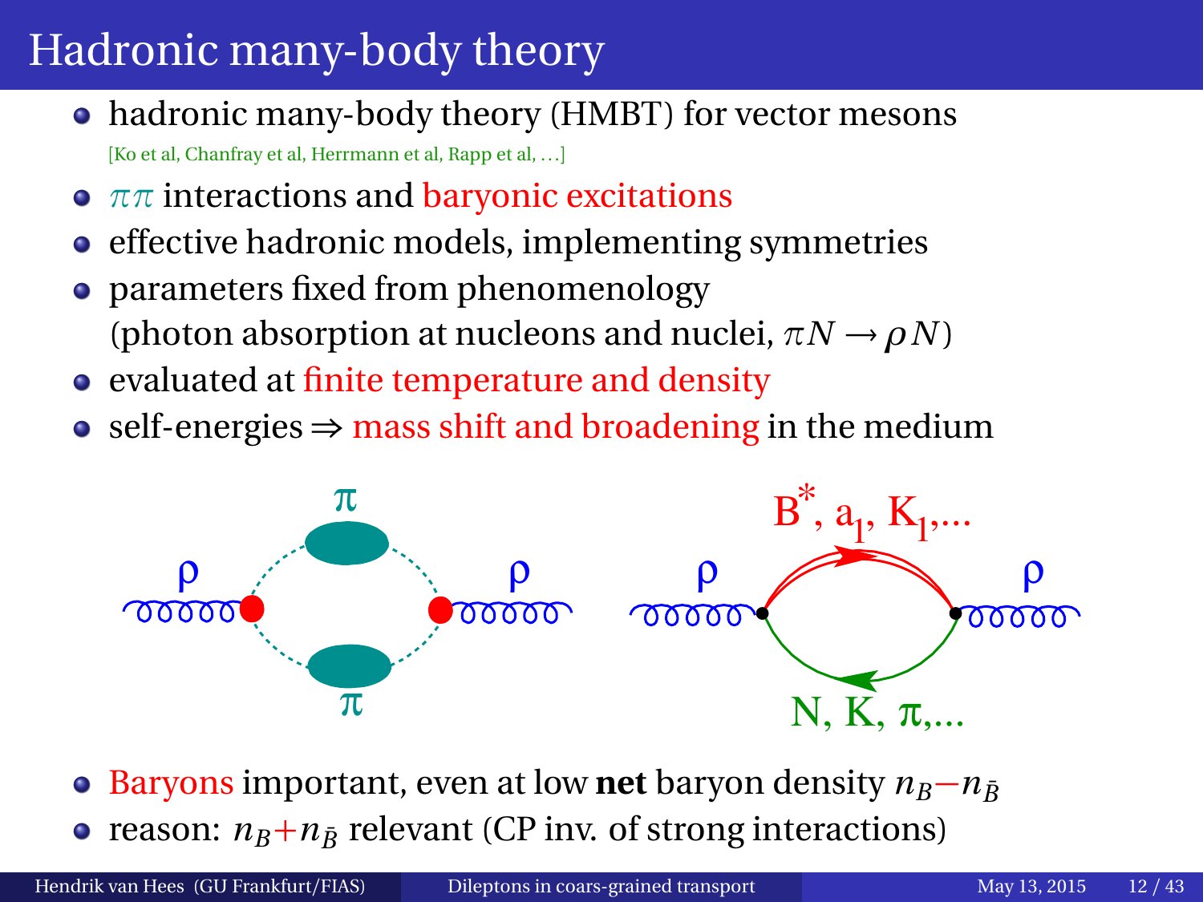# Hadronic many-body theory

- hadronic many-body theory (HMBT) for vector mesons
  [Ko et al, Chanfray et al, Herrmann et al, Rapp et al, ...]
- $\pi\pi$ interactions and baryonic excitations
- effective hadronic models, implementing symmetries
- parameters fixed from phenomenology
  (photon absorption at nucleons and nuclei, $\pi N \to \rho N$)
- evaluated at finite temperature and density
- self-energies $\Rightarrow$ mass shift and broadening in the medium

- Baryons important, even at low **net** baryon density $n_B - n_{\bar{B}}$
- reason: $n_B + n_{\bar{B}}$ relevant (CP inv. of strong interactions)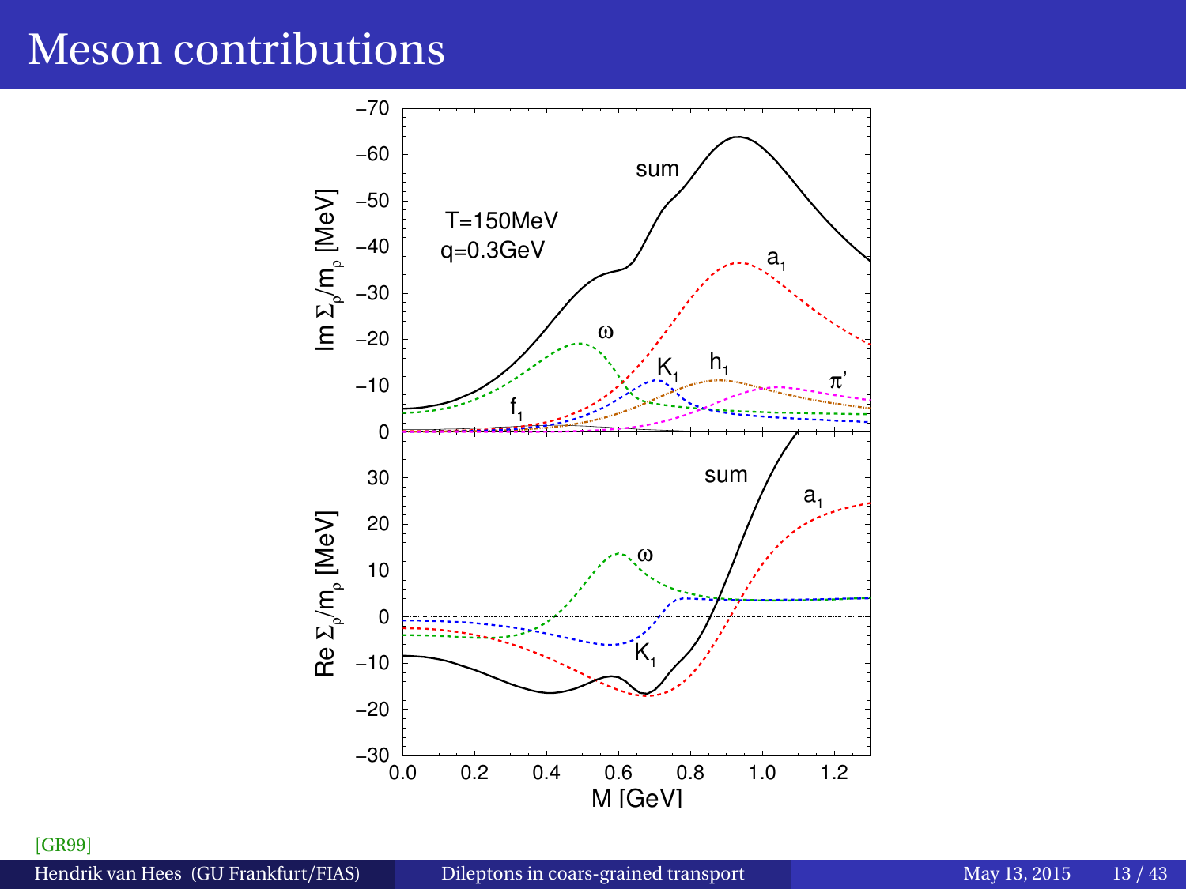# Meson contributions

[GR99]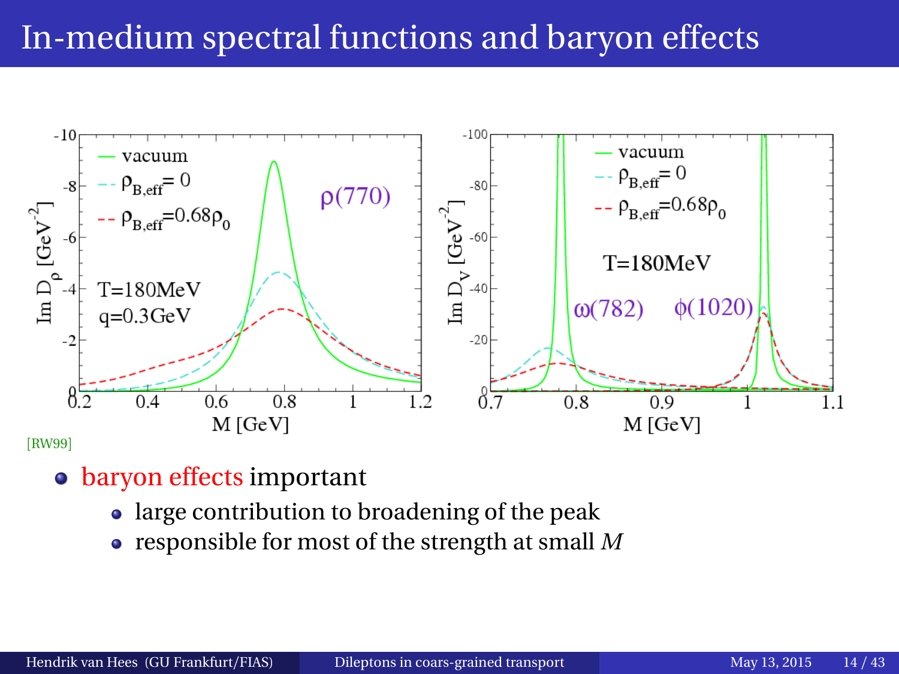# In-medium spectral functions and baryon effects

[RW99]

- baryon effects important
  - large contribution to broadening of the peak
  - responsible for most of the strength at small $M$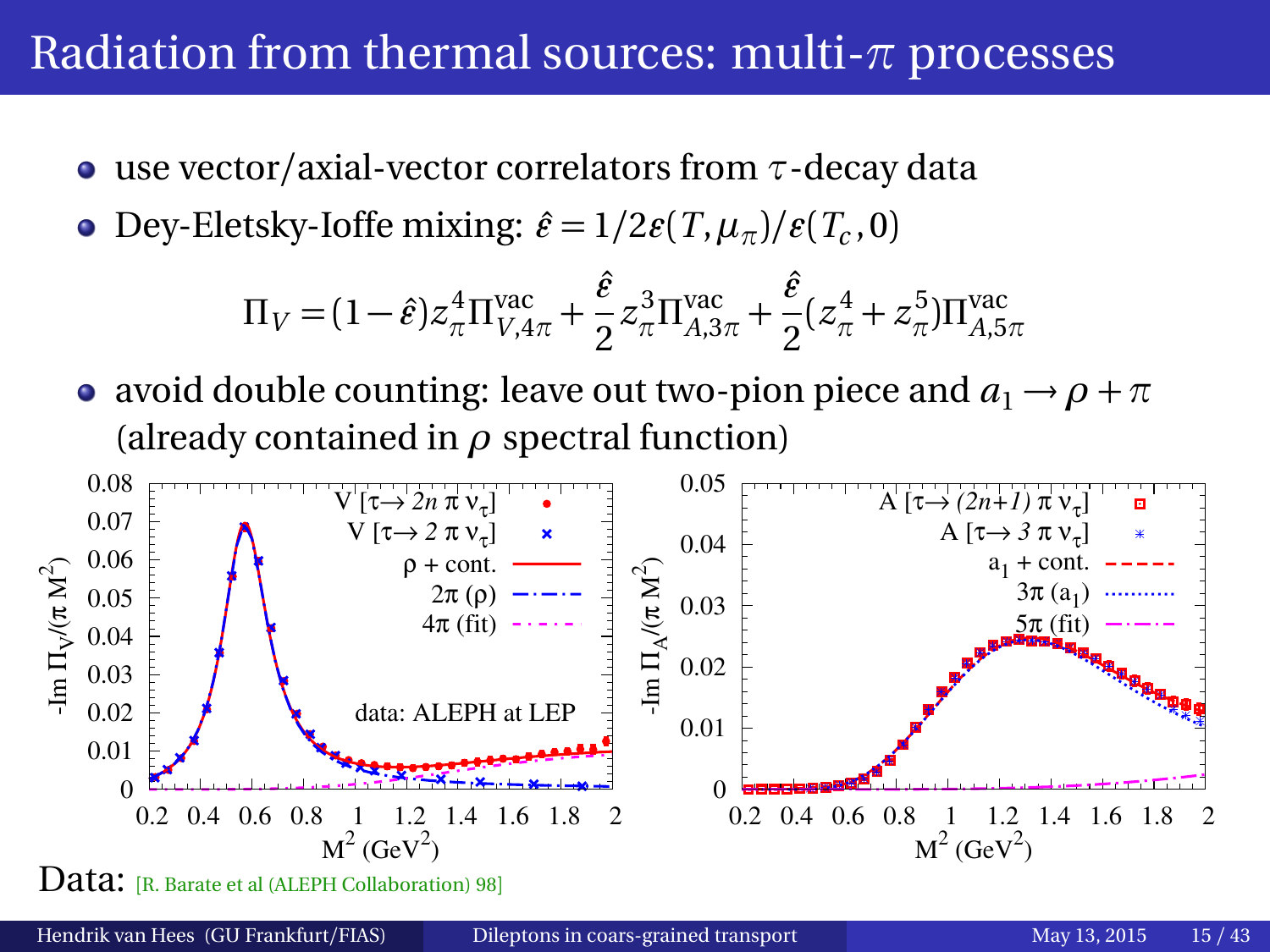# Radiation from thermal sources: multi-$\pi$ processes

- use vector/axial-vector correlators from $\tau$-decay data
- Dey-Eletsky-Ioffe mixing: $\hat{\varepsilon} = 1/2\varepsilon(T,\mu_\pi)/\varepsilon(T_c,0)$

$$\Pi_V = (1-\hat{\varepsilon}) z_\pi^4 \Pi_{V,4\pi}^{\text{vac}} + \frac{\hat{\varepsilon}}{2} z_\pi^3 \Pi_{A,3\pi}^{\text{vac}} + \frac{\hat{\varepsilon}}{2}(z_\pi^4 + z_\pi^5)\Pi_{A,5\pi}^{\text{vac}}$$

- avoid double counting: leave out two-pion piece and $a_1 \to \rho + \pi$ (already contained in $\rho$ spectral function)

Data: [R. Barate et al (ALEPH Collaboration) 98]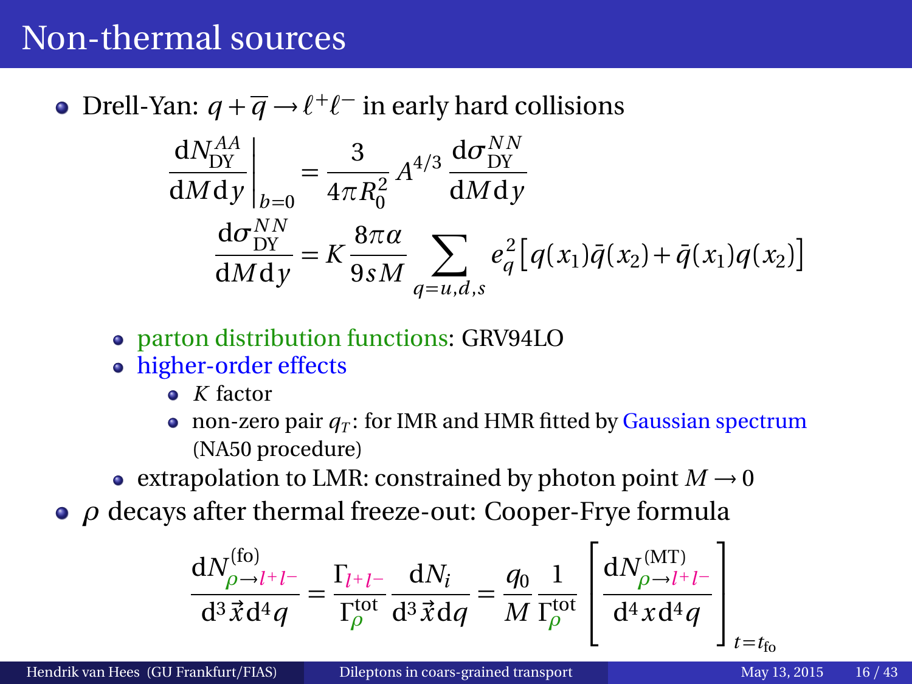# Non-thermal sources

- Drell-Yan: $q + \overline{q} \rightarrow \ell^+ \ell^-$ in early hard collisions

$$\left. \frac{\mathrm{d}N_{\mathrm{DY}}^{AA}}{\mathrm{d}M\,\mathrm{d}y} \right|_{b=0} = \frac{3}{4\pi R_0^2} A^{4/3} \frac{\mathrm{d}\sigma_{\mathrm{DY}}^{NN}}{\mathrm{d}M\,\mathrm{d}y}$$

$$\frac{\mathrm{d}\sigma_{\mathrm{DY}}^{NN}}{\mathrm{d}M\,\mathrm{d}y} = K \frac{8\pi\alpha}{9sM} \sum_{q=u,d,s} e_q^2 \left[ q(x_1)\bar{q}(x_2) + \bar{q}(x_1) q(x_2) \right]$$

  - parton distribution functions: GRV94LO
  - higher-order effects
    - $K$ factor
    - non-zero pair $q_T$: for IMR and HMR fitted by Gaussian spectrum (NA50 procedure)
  - extrapolation to LMR: constrained by photon point $M \rightarrow 0$
- $\rho$ decays after thermal freeze-out: Cooper-Frye formula

$$\frac{\mathrm{d}N_{\rho \rightarrow l^+ l^-}^{(\mathrm{fo})}}{\mathrm{d}^3\vec{x}\,\mathrm{d}^4 q} = \frac{\Gamma_{l^+ l^-}}{\Gamma_\rho^{\mathrm{tot}}} \frac{\mathrm{d}N_i}{\mathrm{d}^3\vec{x}\,\mathrm{d}q} = \frac{q_0}{M} \frac{1}{\Gamma_\rho^{\mathrm{tot}}} \left[ \frac{\mathrm{d}N_{\rho \rightarrow l^+ l^-}^{(\mathrm{MT})}}{\mathrm{d}^4 x\,\mathrm{d}^4 q} \right]_{t=t_{\mathrm{fo}}}$$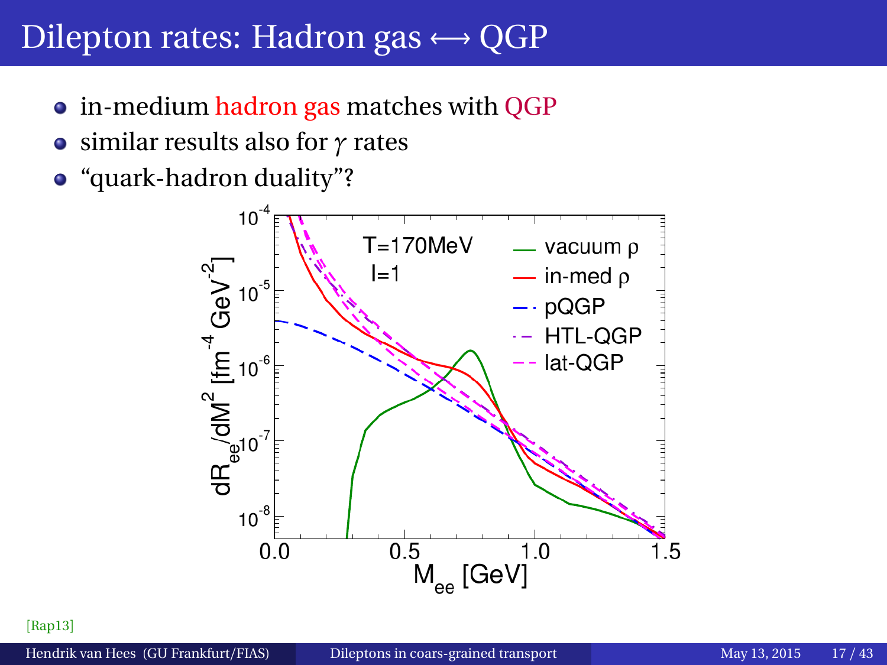# Dilepton rates: Hadron gas ⟷ QGP

- in-medium hadron gas matches with QGP
- similar results also for $\gamma$ rates
- "quark-hadron duality"?

[Rap13]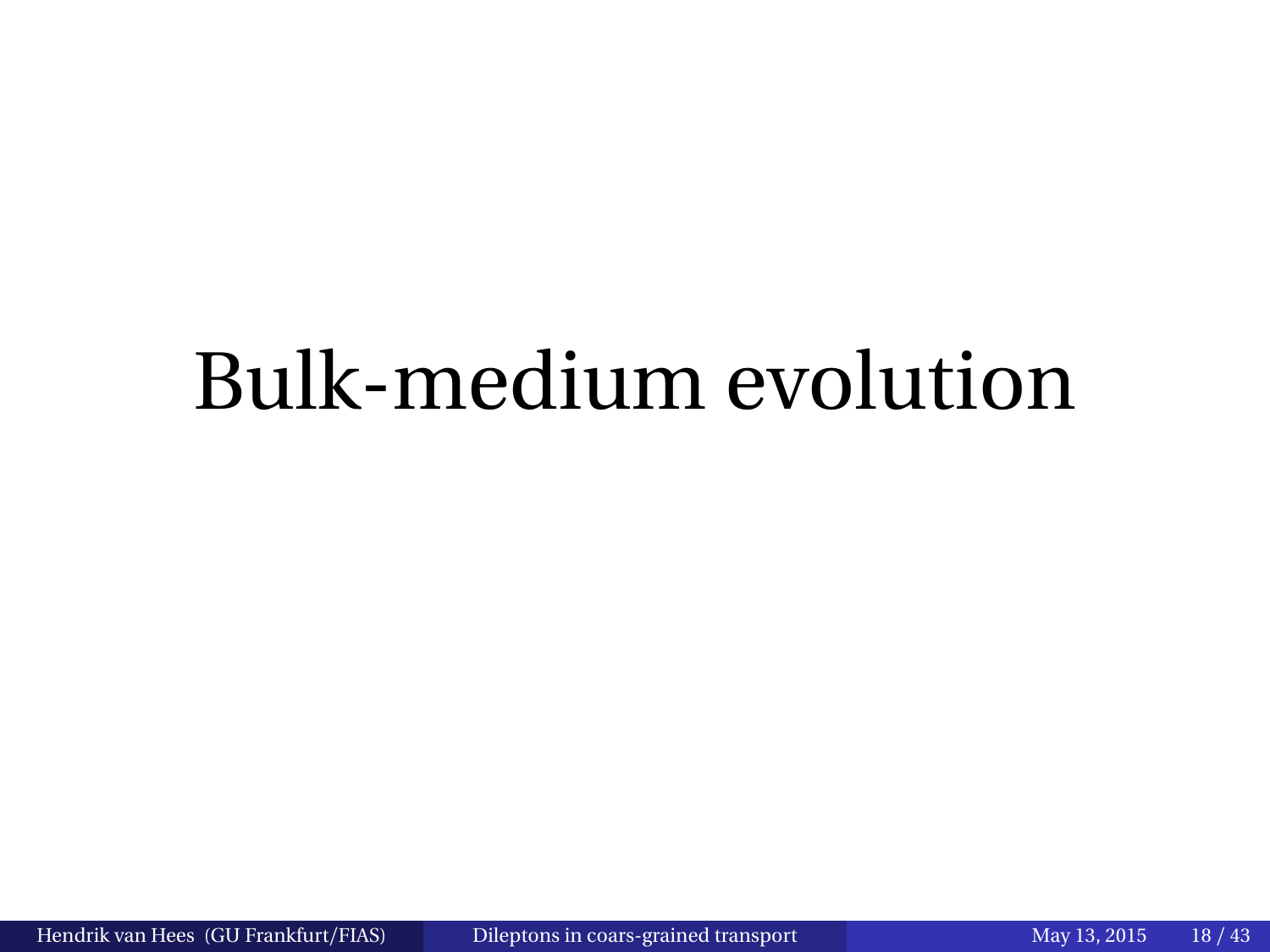# Bulk-medium evolution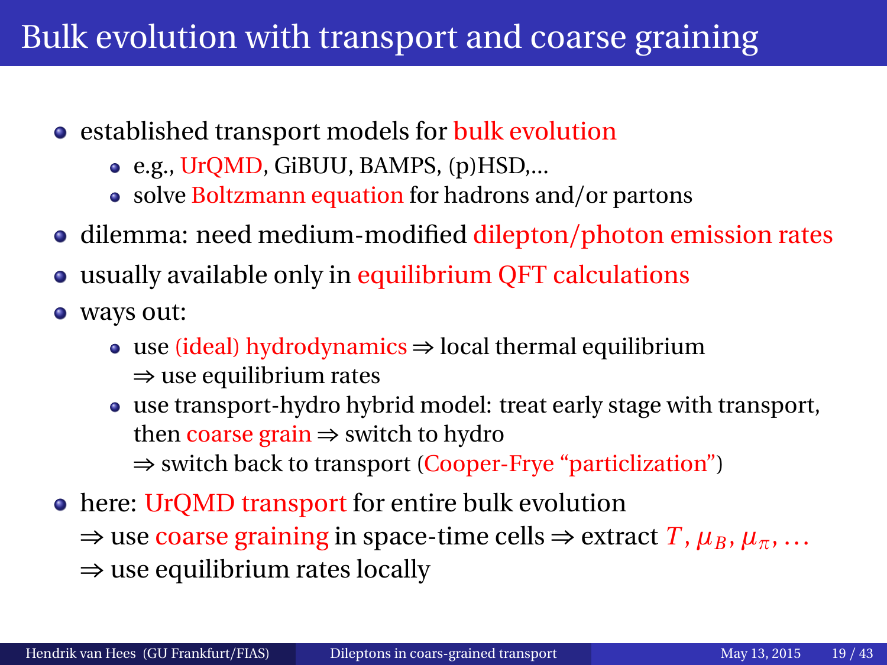# Bulk evolution with transport and coarse graining

- established transport models for bulk evolution
  - e.g., UrQMD, GiBUU, BAMPS, (p)HSD,...
  - solve Boltzmann equation for hadrons and/or partons
- dilemma: need medium-modified dilepton/photon emission rates
- usually available only in equilibrium QFT calculations
- ways out:
  - use (ideal) hydrodynamics $\Rightarrow$ local thermal equilibrium
    $\Rightarrow$ use equilibrium rates
  - use transport-hydro hybrid model: treat early stage with transport, then coarse grain $\Rightarrow$ switch to hydro
    $\Rightarrow$ switch back to transport (Cooper-Frye "particlization")
- here: UrQMD transport for entire bulk evolution
  $\Rightarrow$ use coarse graining in space-time cells $\Rightarrow$ extract $T, \mu_B, \mu_\pi, \ldots$
  $\Rightarrow$ use equilibrium rates locally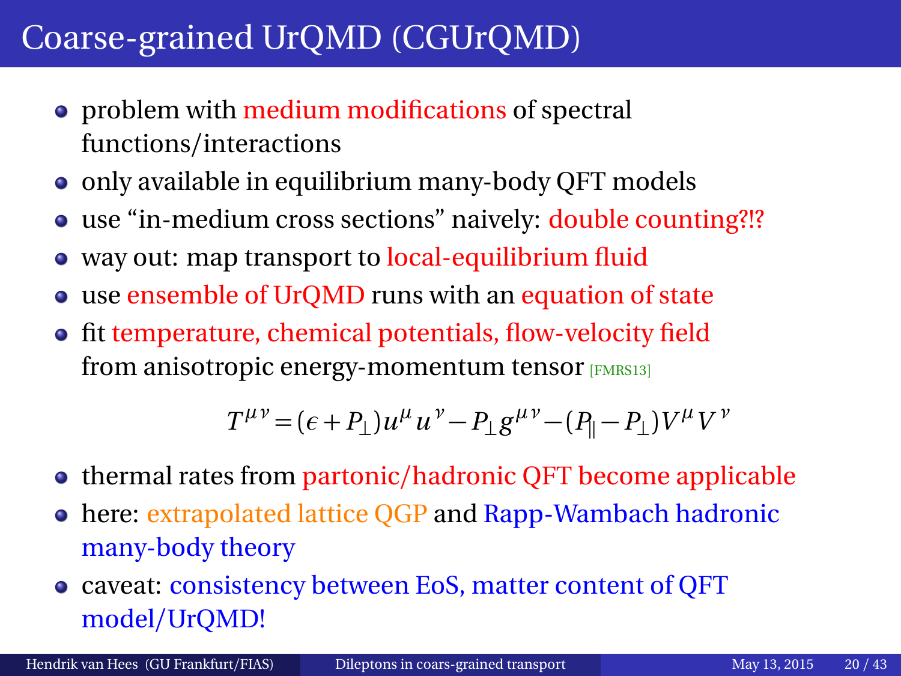# Coarse-grained UrQMD (CGUrQMD)

- problem with medium modifications of spectral functions/interactions
- only available in equilibrium many-body QFT models
- use "in-medium cross sections" naively: double counting?!?
- way out: map transport to local-equilibrium fluid
- use ensemble of UrQMD runs with an equation of state
- fit temperature, chemical potentials, flow-velocity field from anisotropic energy-momentum tensor [FMRS13]

$$T^{\mu\nu} = (\epsilon + P_{\perp}) u^{\mu} u^{\nu} - P_{\perp} g^{\mu\nu} - (P_{\parallel} - P_{\perp}) V^{\mu} V^{\nu}$$

- thermal rates from partonic/hadronic QFT become applicable
- here: extrapolated lattice QGP and Rapp-Wambach hadronic many-body theory
- caveat: consistency between EoS, matter content of QFT model/UrQMD!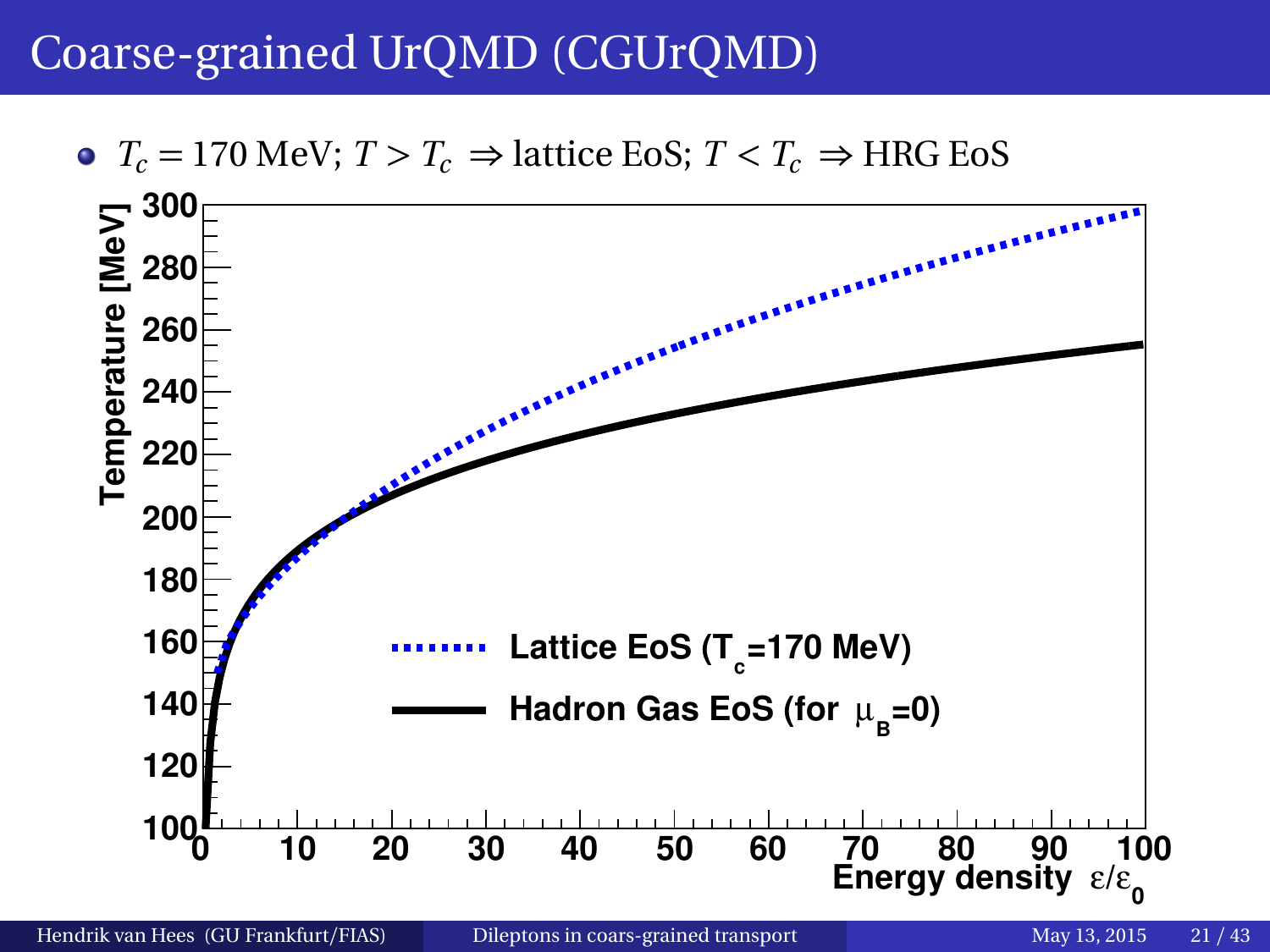# Coarse-grained UrQMD (CGUrQMD)

- $T_c = 170$ MeV; $T > T_c \Rightarrow$ lattice EoS; $T < T_c \Rightarrow$ HRG EoS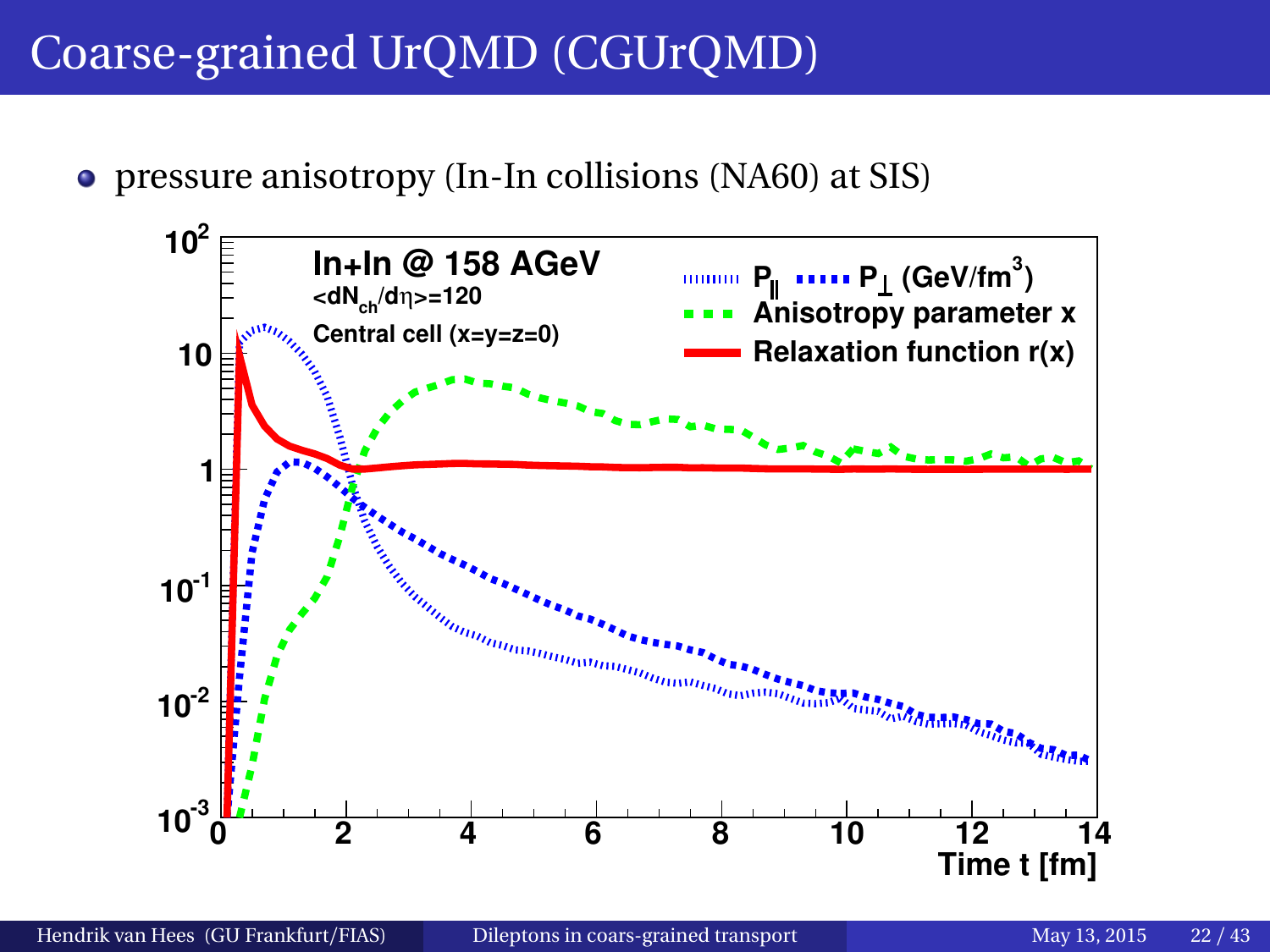# Coarse-grained UrQMD (CGUrQMD)

- pressure anisotropy (In-In collisions (NA60) at SIS)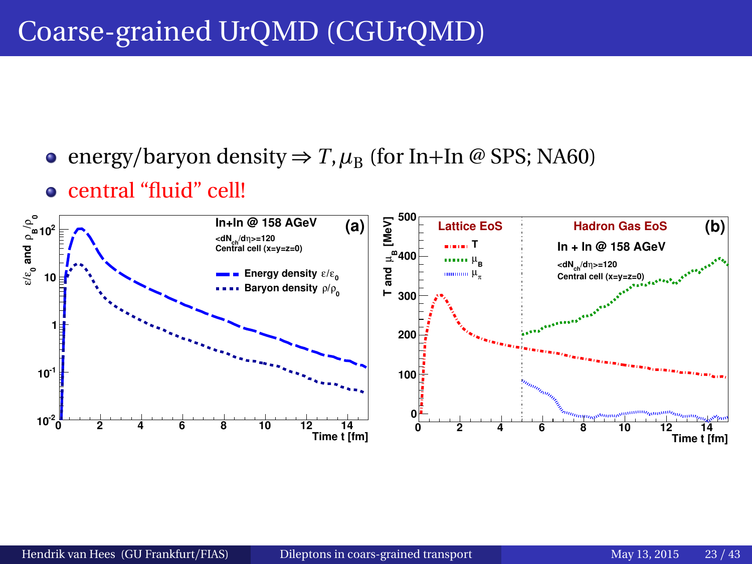# Coarse-grained UrQMD (CGUrQMD)

- energy/baryon density ⇒ $T, \mu_B$ (for In+In @ SPS; NA60)
- central "fluid" cell!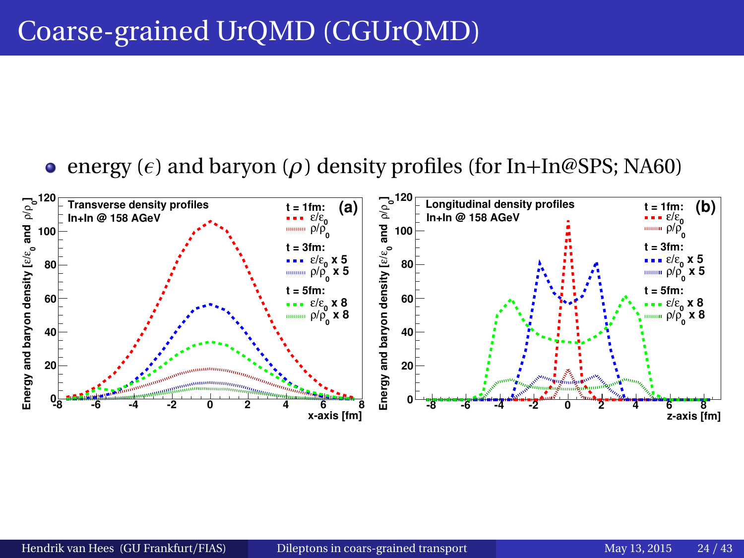# Coarse-grained UrQMD (CGUrQMD)

- energy ($\epsilon$) and baryon ($\rho$) density profiles (for In+In@SPS; NA60)

**Transverse density profiles** — In+In @ 158 AGeV (a)

**Longitudinal density profiles** — In+In @ 158 AGeV (b)

t = 1fm: $\varepsilon/\varepsilon_0$, $\rho/\rho_0$; t = 3fm: $\varepsilon/\varepsilon_0$ x 5, $\rho/\rho_0$ x 5; t = 5fm: $\varepsilon/\varepsilon_0$ x 8, $\rho/\rho_0$ x 8

Axes: Energy and baryon density [$\varepsilon/\varepsilon_0$ and $\rho/\rho_0$] vs. x-axis [fm] (a) and z-axis [fm] (b)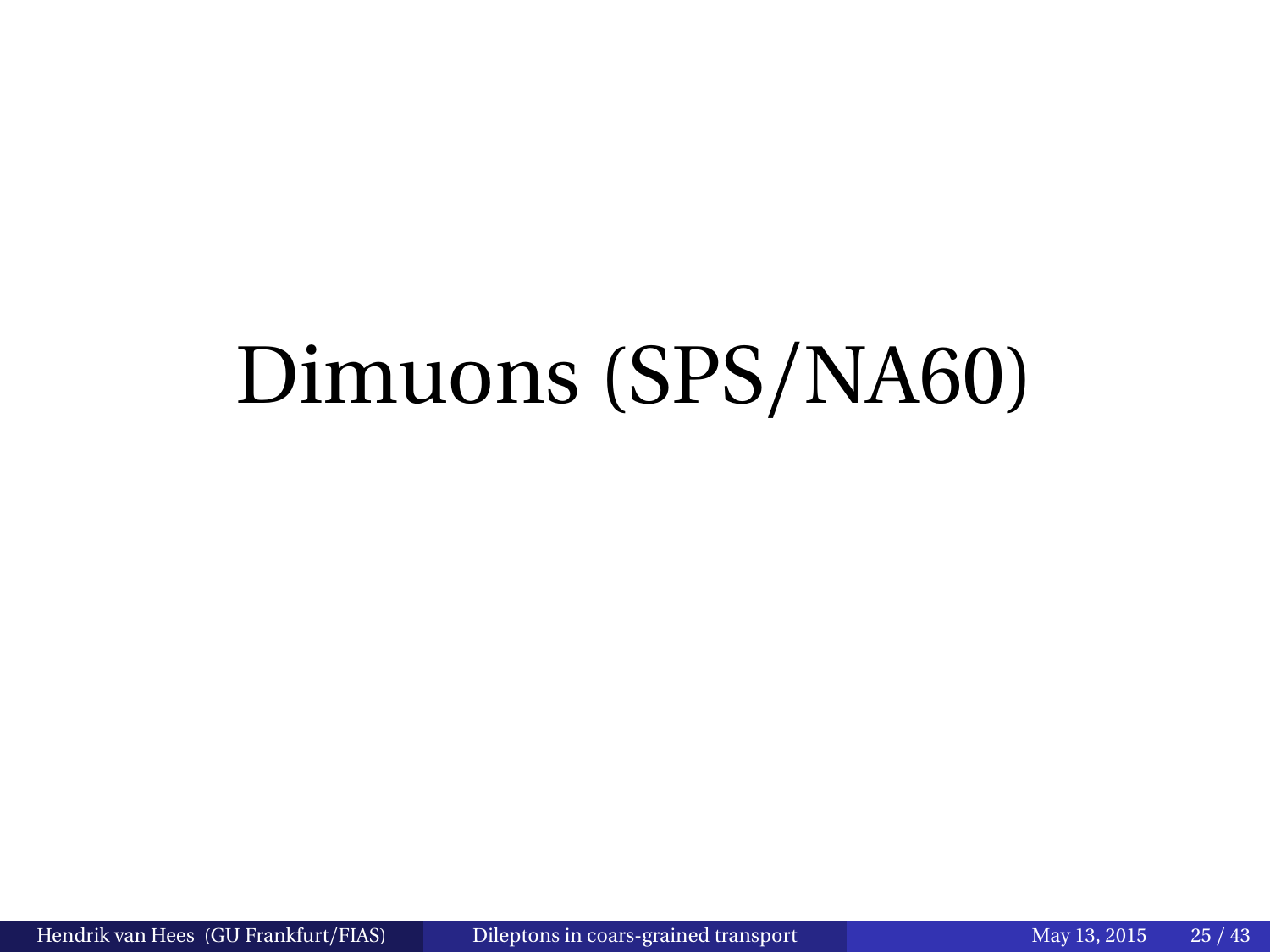# Dimuons (SPS/NA60)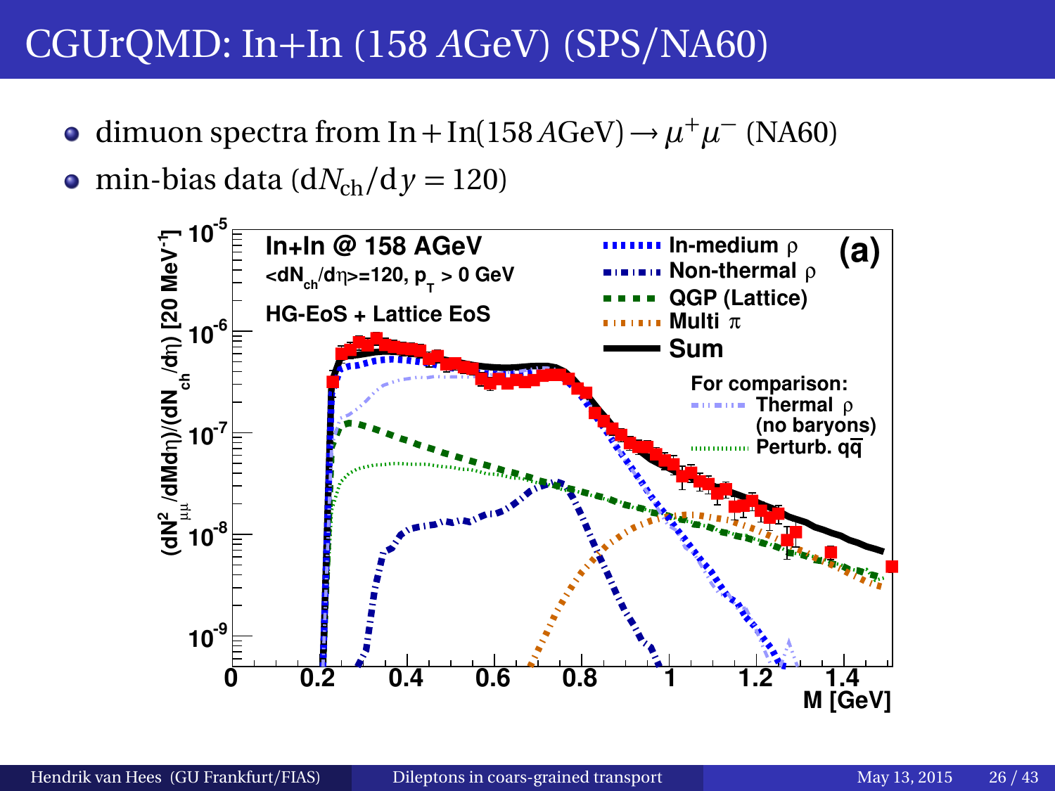# CGUrQMD: In+In (158 *A*GeV) (SPS/NA60)

- dimuon spectra from $\text{In} + \text{In}(158\,A\text{GeV}) \rightarrow \mu^+\mu^-$ (NA60)
- min-bias data ($\mathrm{d}N_{\text{ch}}/\mathrm{d}y = 120$)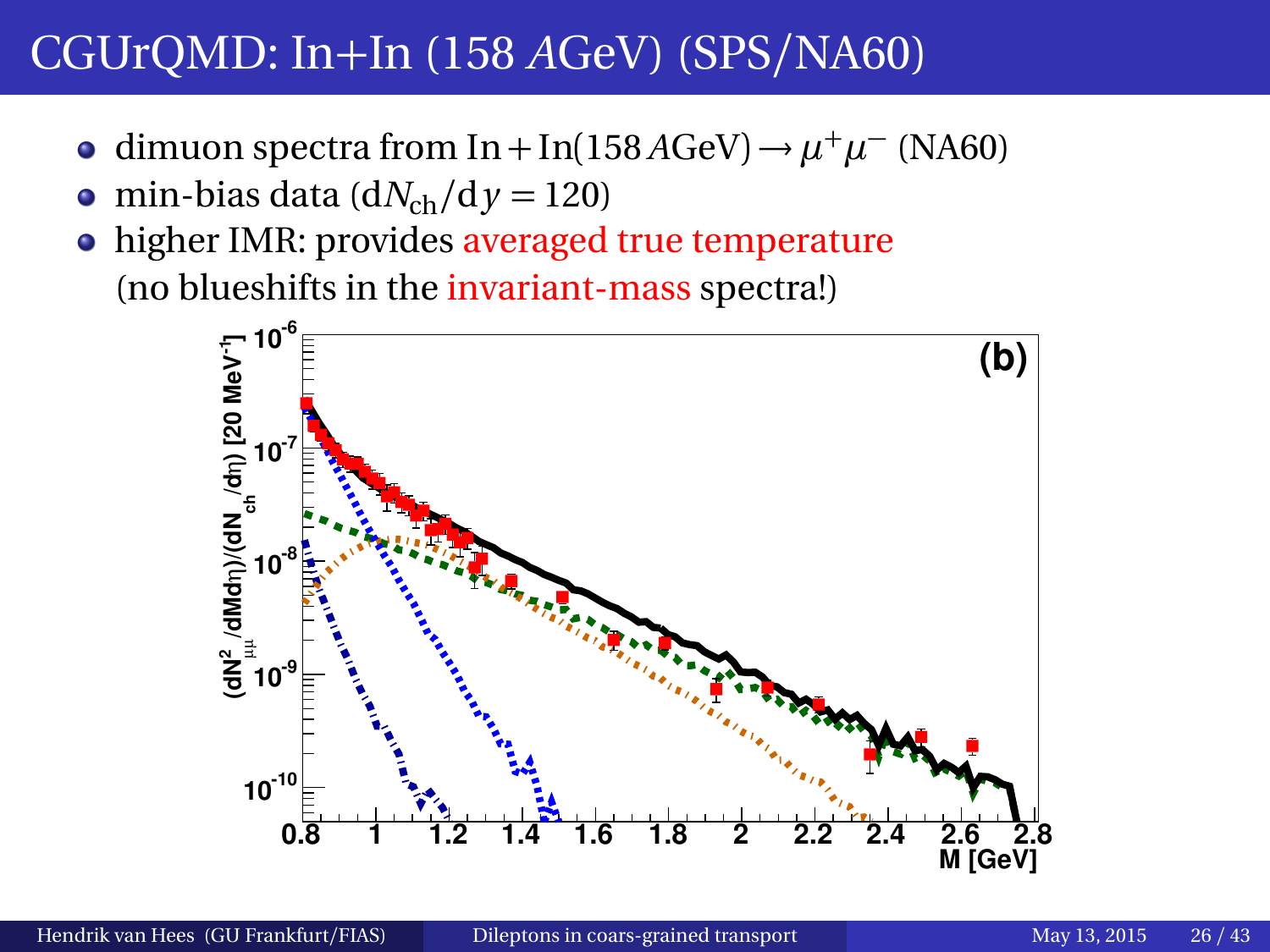# CGUrQMD: In+In (158 $A$GeV) (SPS/NA60)

- dimuon spectra from $\text{In} + \text{In}(158\,A\text{GeV}) \rightarrow \mu^+\mu^-$ (NA60)
- min-bias data ($\mathrm{d}N_{\text{ch}}/\mathrm{d}y = 120$)
- higher IMR: provides averaged true temperature (no blueshifts in the invariant-mass spectra!)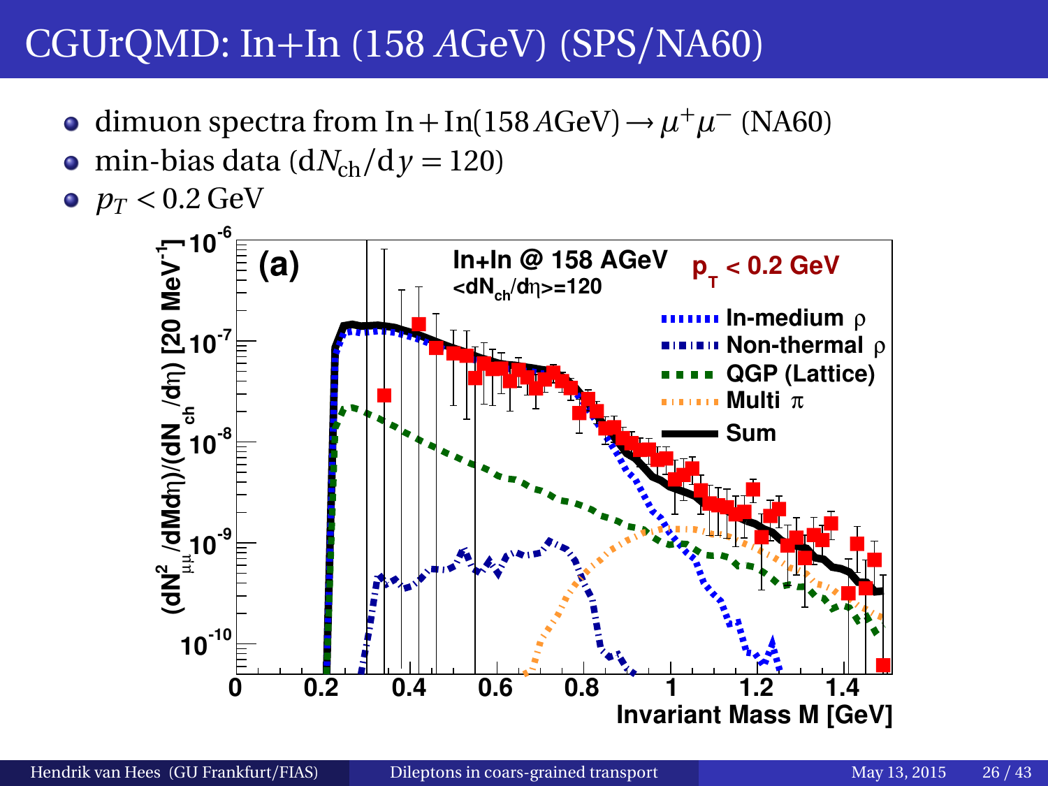# CGUrQMD: In+In (158 *A*GeV) (SPS/NA60)

- dimuon spectra from $\mathrm{In}+\mathrm{In}(158\,A\mathrm{GeV}) \rightarrow \mu^+\mu^-$ (NA60)
- min-bias data ($\mathrm{d}N_{\mathrm{ch}}/\mathrm{d}y = 120$)
- $p_T < 0.2\,\mathrm{GeV}$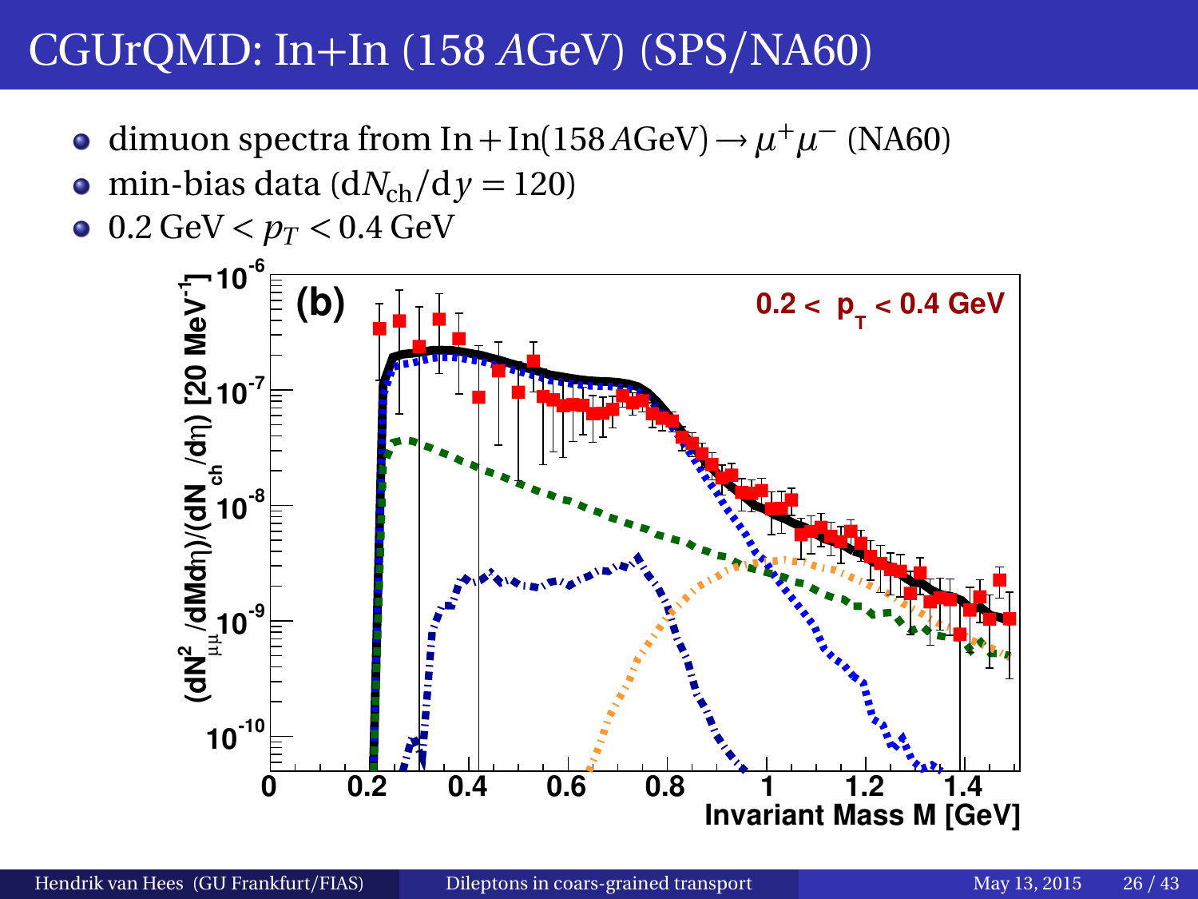# CGUrQMD: In+In (158 *A*GeV) (SPS/NA60)

- dimuon spectra from $\mathrm{In}+\mathrm{In}(158\,A\mathrm{GeV}) \rightarrow \mu^+\mu^-$ (NA60)
- min-bias data ($\mathrm{d}N_{\mathrm{ch}}/\mathrm{d}y = 120$)
- $0.2\,\mathrm{GeV} < p_T < 0.4\,\mathrm{GeV}$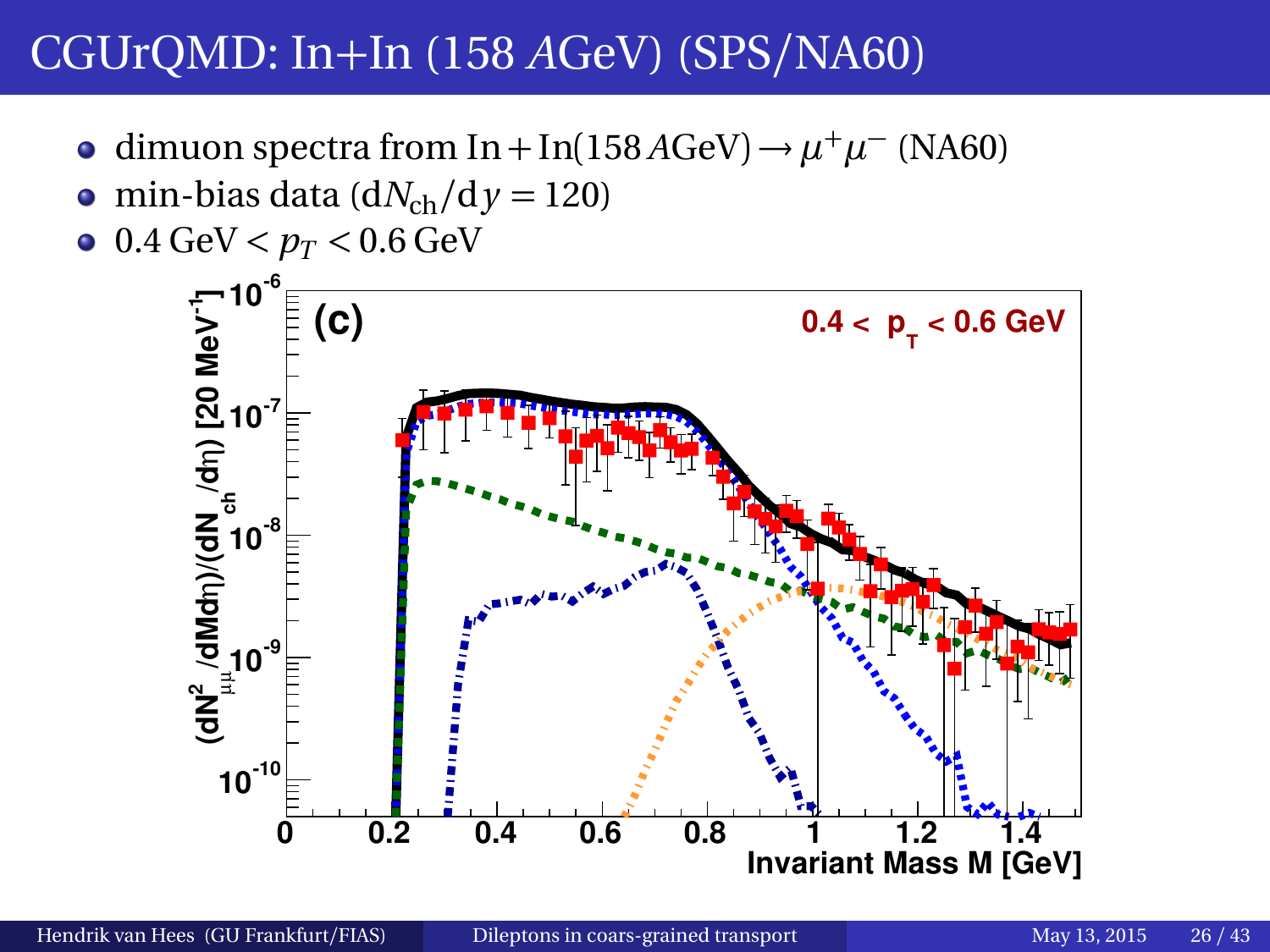# CGUrQMD: In+In (158 AGeV) (SPS/NA60)

- dimuon spectra from $\text{In} + \text{In}(158\,A\text{GeV}) \rightarrow \mu^+\mu^-$ (NA60)
- min-bias data ($\mathrm{d}N_{\text{ch}}/\mathrm{d}y = 120$)
- $0.4\,\text{GeV} < p_T < 0.6\,\text{GeV}$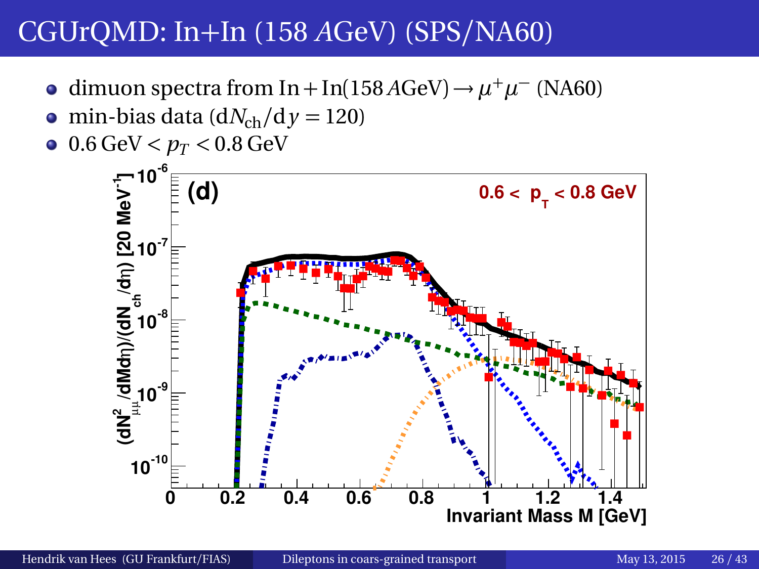# CGUrQMD: In+In (158 $A$GeV) (SPS/NA60)

- dimuon spectra from $\mathrm{In}+\mathrm{In}(158\,A\mathrm{GeV}) \rightarrow \mu^+\mu^-$ (NA60)
- min-bias data ($\mathrm{d}N_{\mathrm{ch}}/\mathrm{d}y = 120$)
- $0.6\,\mathrm{GeV} < p_T < 0.8\,\mathrm{GeV}$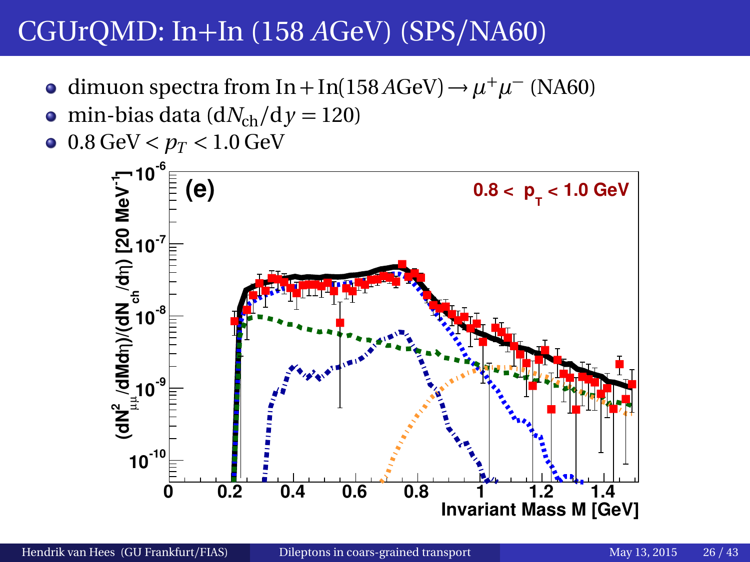# CGUrQMD: In+In (158 $A$GeV) (SPS/NA60)

- dimuon spectra from $\mathrm{In}+\mathrm{In}(158\,A\mathrm{GeV}) \rightarrow \mu^+\mu^-$ (NA60)
- min-bias data ($\mathrm{d}N_{\mathrm{ch}}/\mathrm{d}y = 120$)
- $0.8\,\mathrm{GeV} < p_T < 1.0\,\mathrm{GeV}$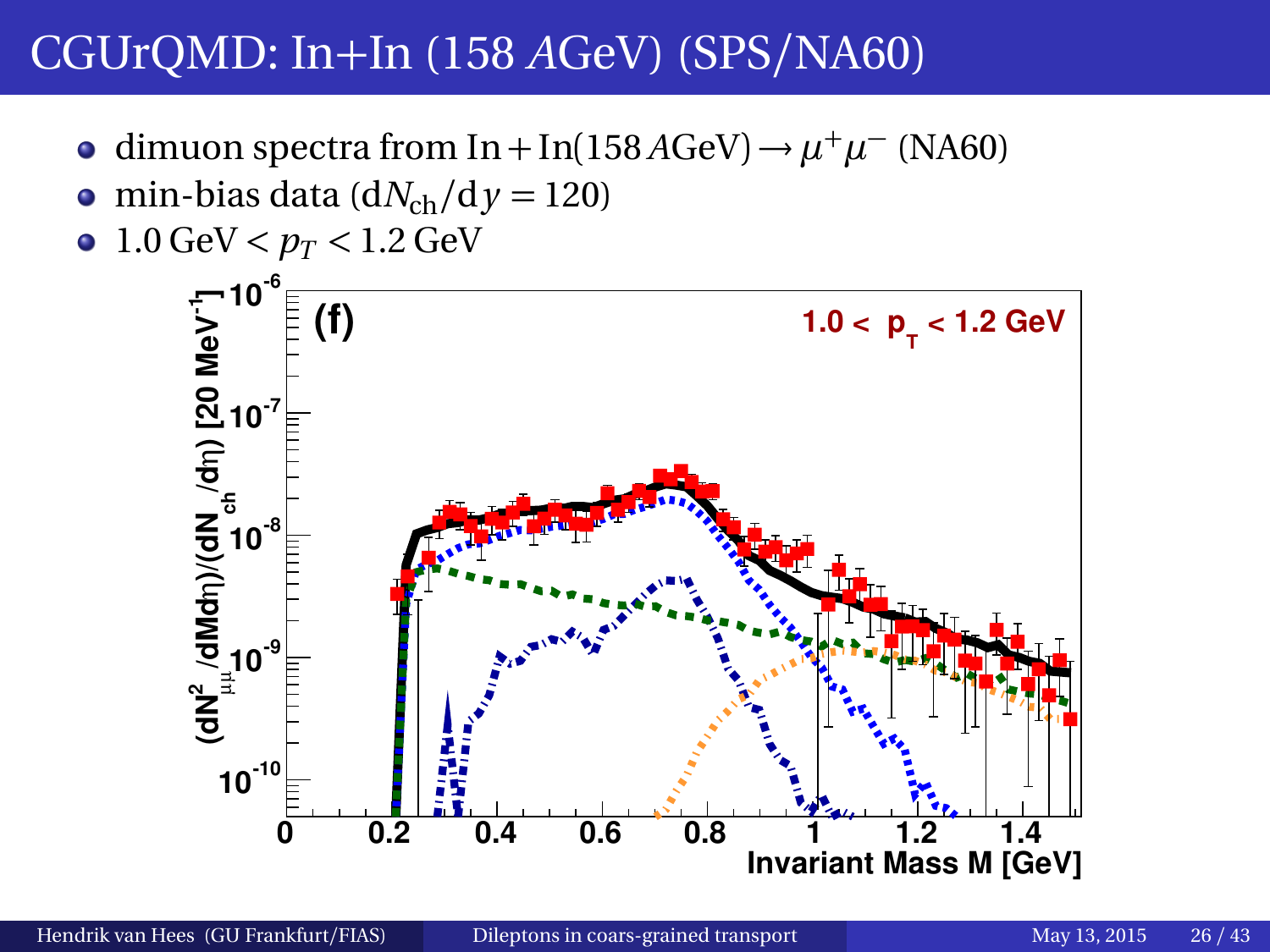# CGUrQMD: In+In (158 $A$GeV) (SPS/NA60)

- dimuon spectra from $\mathrm{In}+\mathrm{In}(158\,A\mathrm{GeV}) \rightarrow \mu^+\mu^-$ (NA60)
- min-bias data ($\mathrm{d}N_{\mathrm{ch}}/\mathrm{d}y = 120$)
- $1.0\,\mathrm{GeV} < p_T < 1.2\,\mathrm{GeV}$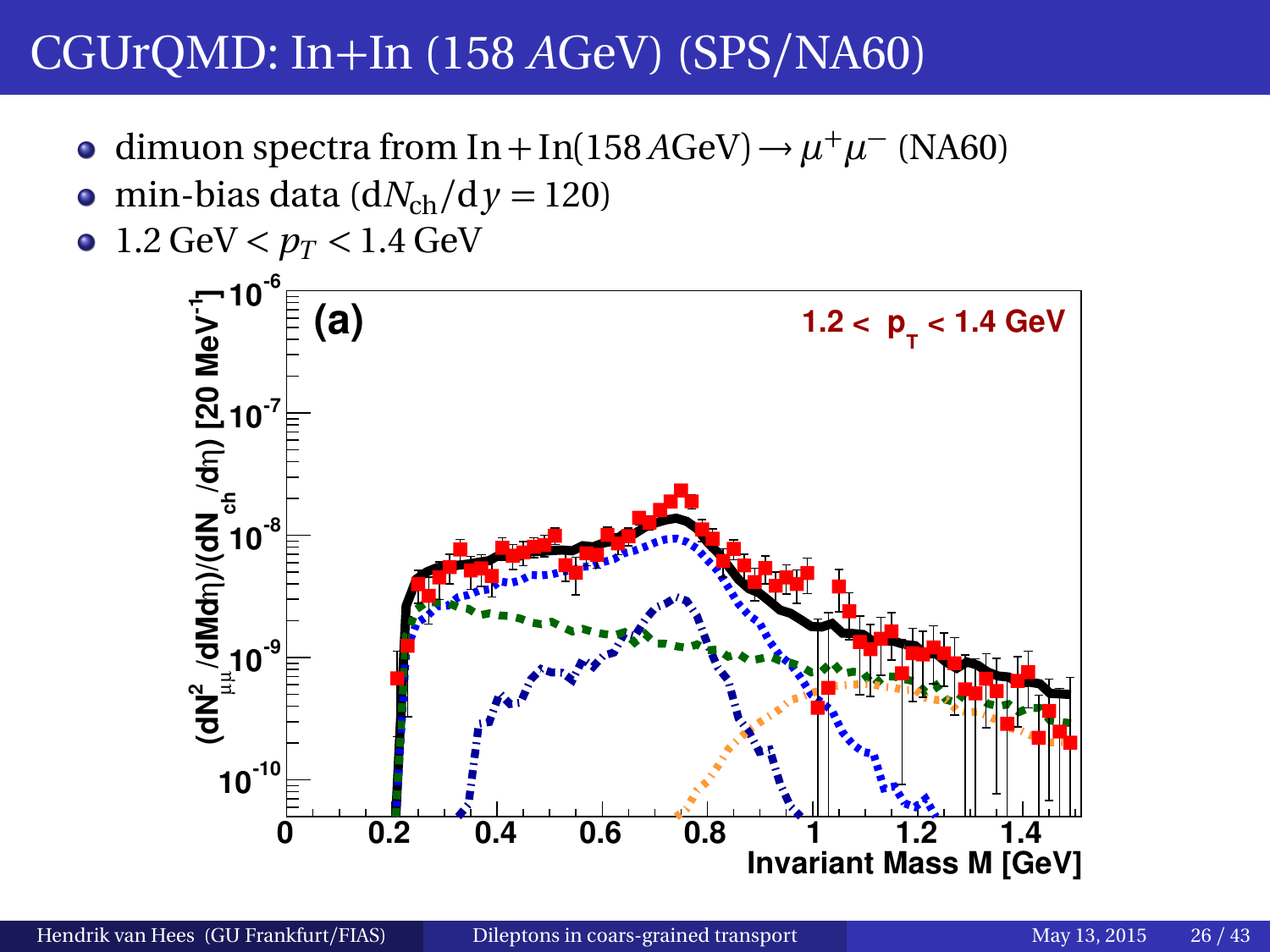# CGUrQMD: In+In (158 *A*GeV) (SPS/NA60)

- dimuon spectra from $\mathrm{In}+\mathrm{In}(158\,A\mathrm{GeV}) \rightarrow \mu^+\mu^-$ (NA60)
- min-bias data ($\mathrm{d}N_{\mathrm{ch}}/\mathrm{d}y = 120$)
- $1.2\,\mathrm{GeV} < p_T < 1.4\,\mathrm{GeV}$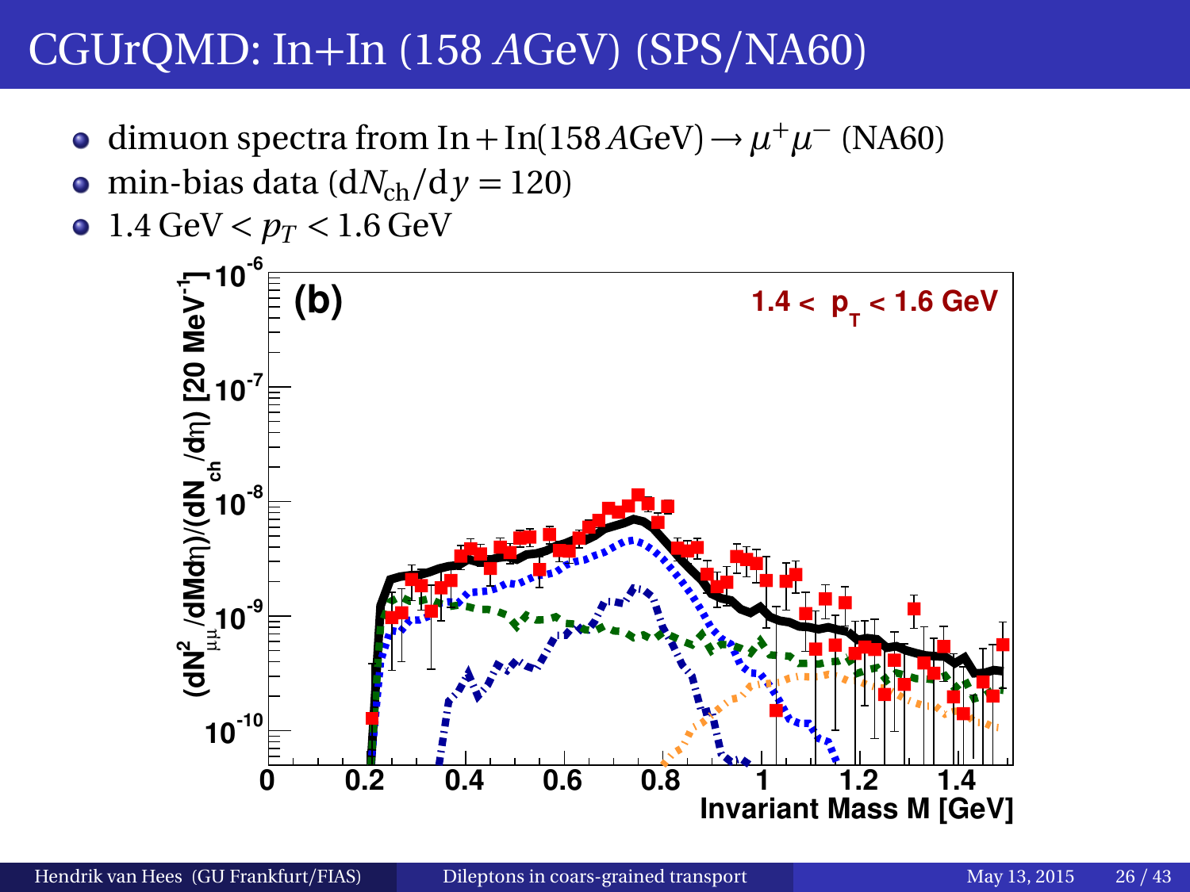# CGUrQMD: In+In (158 $A$GeV) (SPS/NA60)

- dimuon spectra from $\text{In}+\text{In}(158\,A\text{GeV}) \rightarrow \mu^+\mu^-$ (NA60)
- min-bias data ($\text{d}N_{\text{ch}}/\text{d}y = 120$)
- $1.4\,\text{GeV} < p_T < 1.6\,\text{GeV}$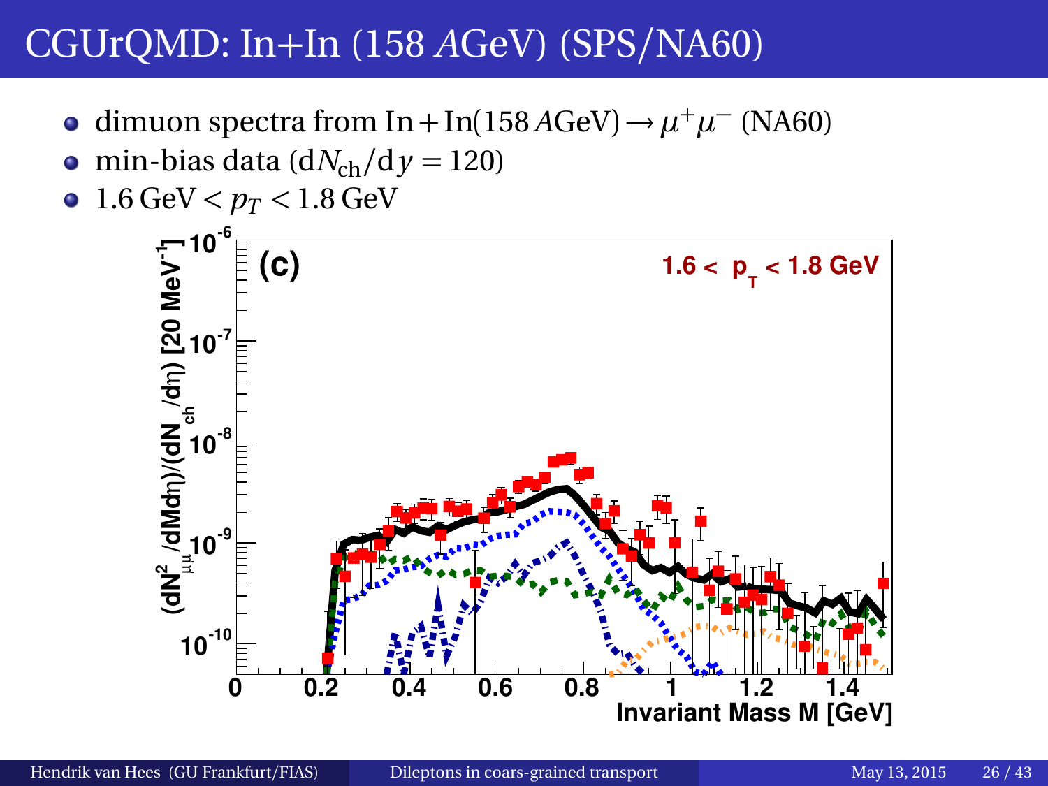# CGUrQMD: In+In (158 *A*GeV) (SPS/NA60)

- dimuon spectra from $\text{In} + \text{In}(158\,A\text{GeV}) \rightarrow \mu^+\mu^-$ (NA60)
- min-bias data ($\mathrm{d}N_{\text{ch}}/\mathrm{d}y = 120$)
- $1.6\,\text{GeV} < p_T < 1.8\,\text{GeV}$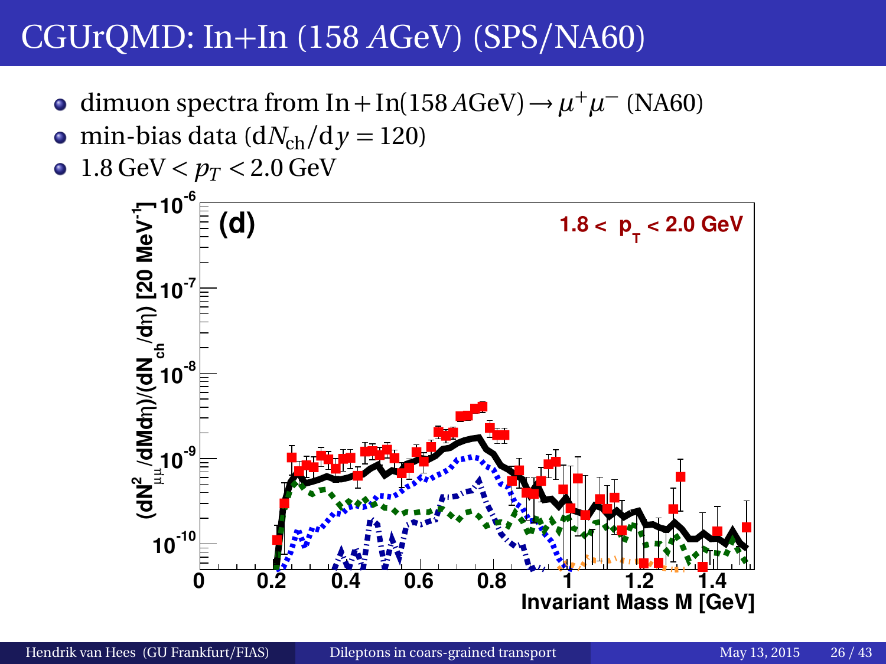# CGUrQMD: In+In (158 $A$GeV) (SPS/NA60)

- dimuon spectra from $\mathrm{In}+\mathrm{In}(158\,A\mathrm{GeV}) \rightarrow \mu^+\mu^-$ (NA60)
- min-bias data ($\mathrm{d}N_{\mathrm{ch}}/\mathrm{d}y = 120$)
- $1.8\,\mathrm{GeV} < p_T < 2.0\,\mathrm{GeV}$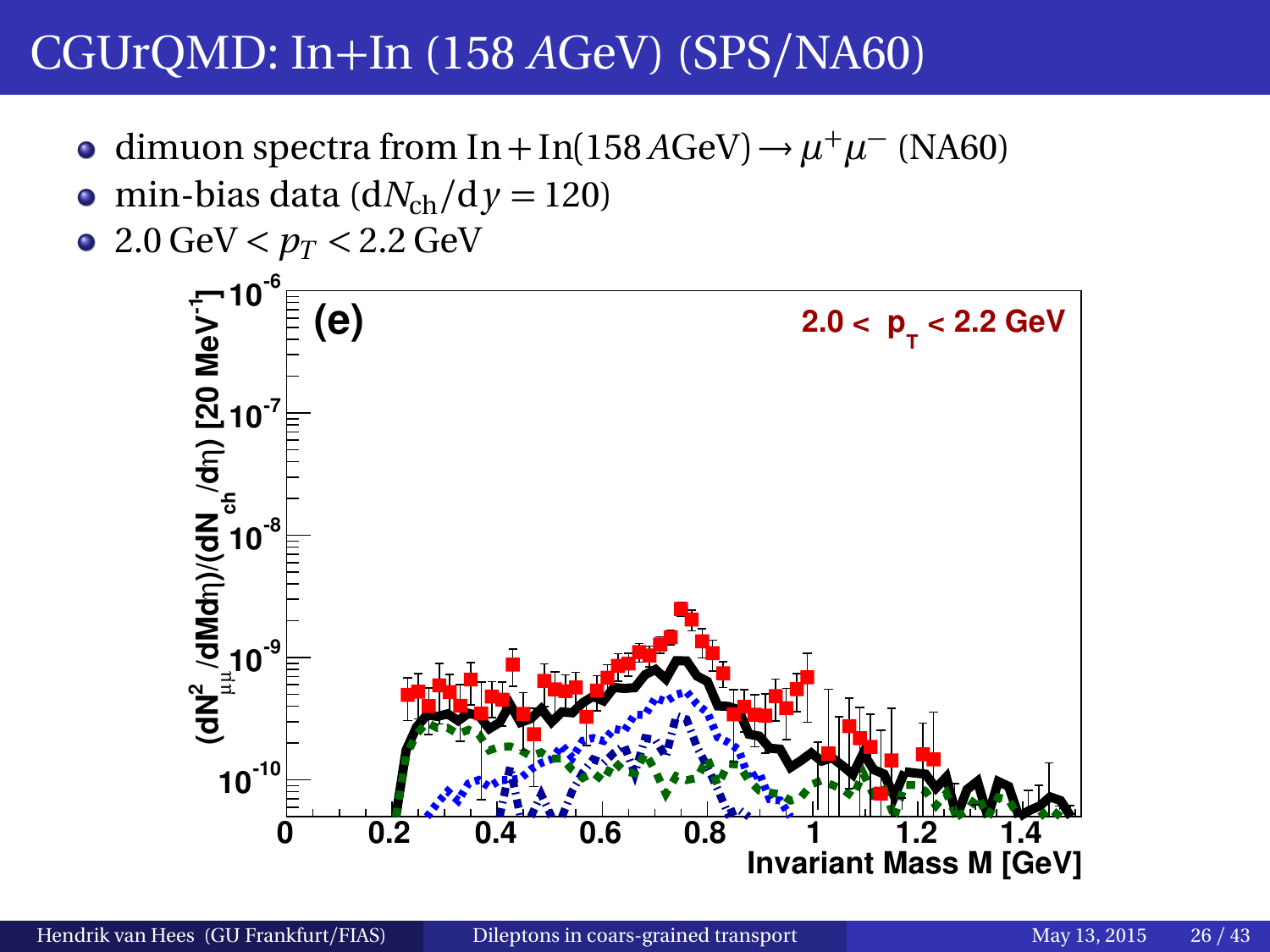# CGUrQMD: In+In (158 $A$GeV) (SPS/NA60)

- dimuon spectra from $\text{In} + \text{In}(158\,A\text{GeV}) \rightarrow \mu^+\mu^-$ (NA60)
- min-bias data ($\mathrm{d}N_{\text{ch}}/\mathrm{d}y = 120$)
- $2.0\,\text{GeV} < p_T < 2.2\,\text{GeV}$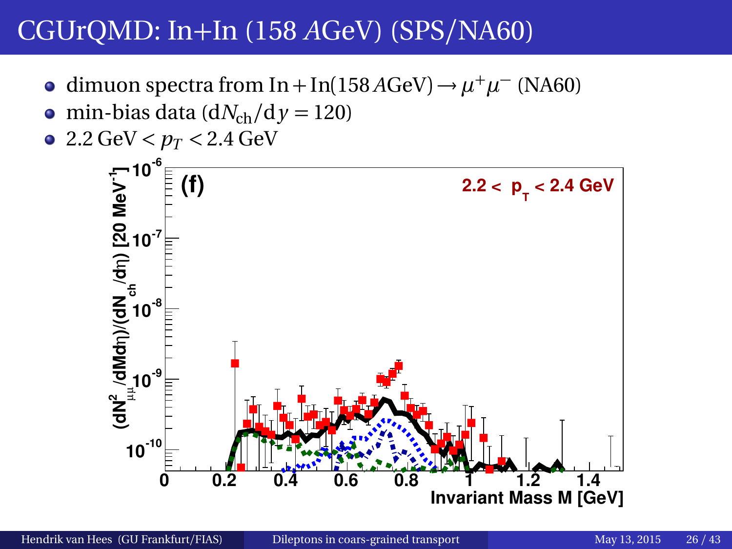# CGUrQMD: In+In (158 *A*GeV) (SPS/NA60)

- dimuon spectra from $\text{In} + \text{In}(158\,A\text{GeV}) \rightarrow \mu^+\mu^-$ (NA60)
- min-bias data ($\mathrm{d}N_{\text{ch}}/\mathrm{d}y = 120$)
- $2.2\,\text{GeV} < p_T < 2.4\,\text{GeV}$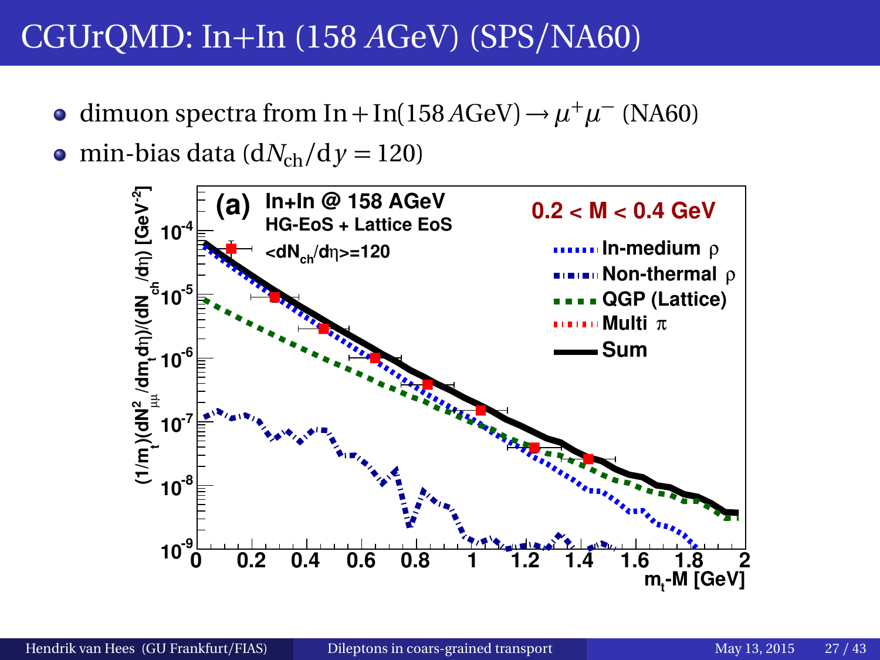# CGUrQMD: In+In (158 *A*GeV) (SPS/NA60)

- dimuon spectra from $\text{In} + \text{In}(158\,A\text{GeV}) \rightarrow \mu^+\mu^-$ (NA60)
- min-bias data ($\mathrm{d}N_{\mathrm{ch}}/\mathrm{d}y = 120$)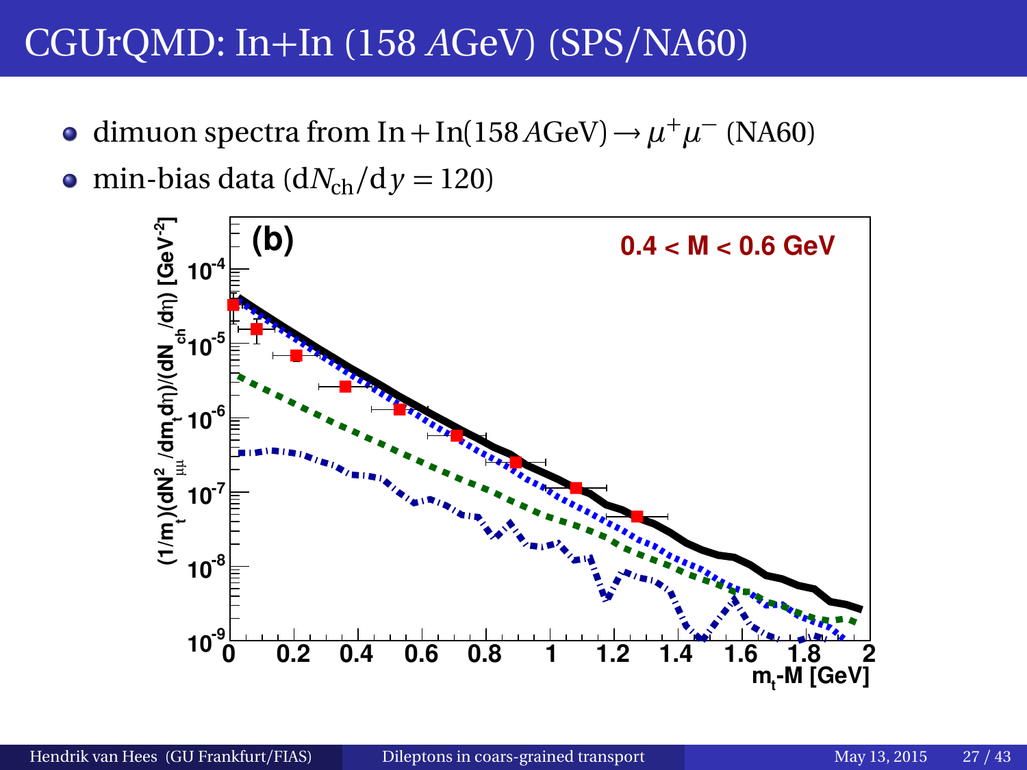# CGUrQMD: In+In (158 *A*GeV) (SPS/NA60)

- dimuon spectra from $\mathrm{In} + \mathrm{In}(158\,A\mathrm{GeV}) \rightarrow \mu^+\mu^-$ (NA60)
- min-bias data ($\mathrm{d}N_{\mathrm{ch}}/\mathrm{d}y = 120$)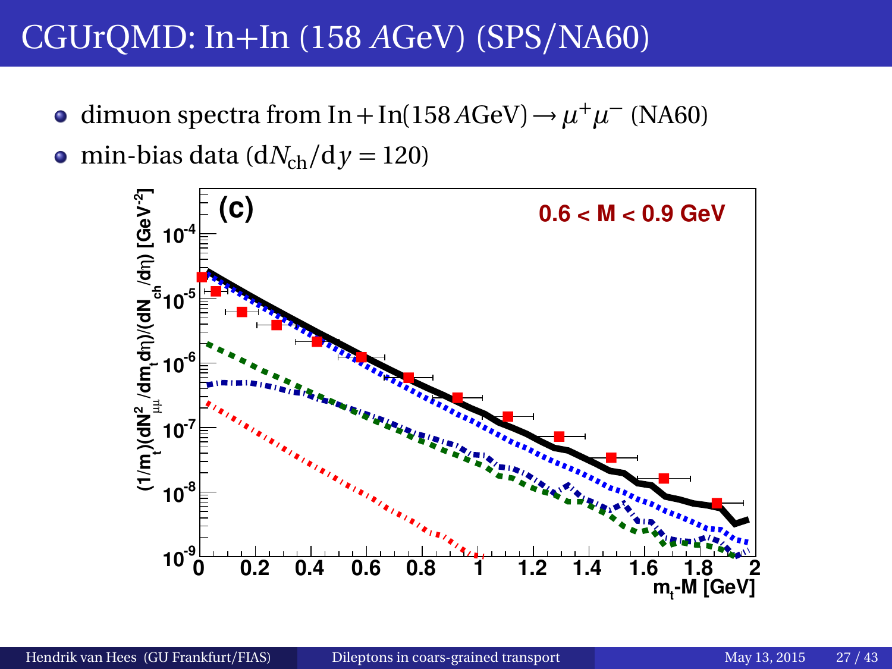# CGUrQMD: In+In (158 *A*GeV) (SPS/NA60)

- dimuon spectra from $\text{In}+\text{In}(158\,A\text{GeV}) \rightarrow \mu^+\mu^-$ (NA60)
- min-bias data ($\mathrm{d}N_{\text{ch}}/\mathrm{d}y = 120$)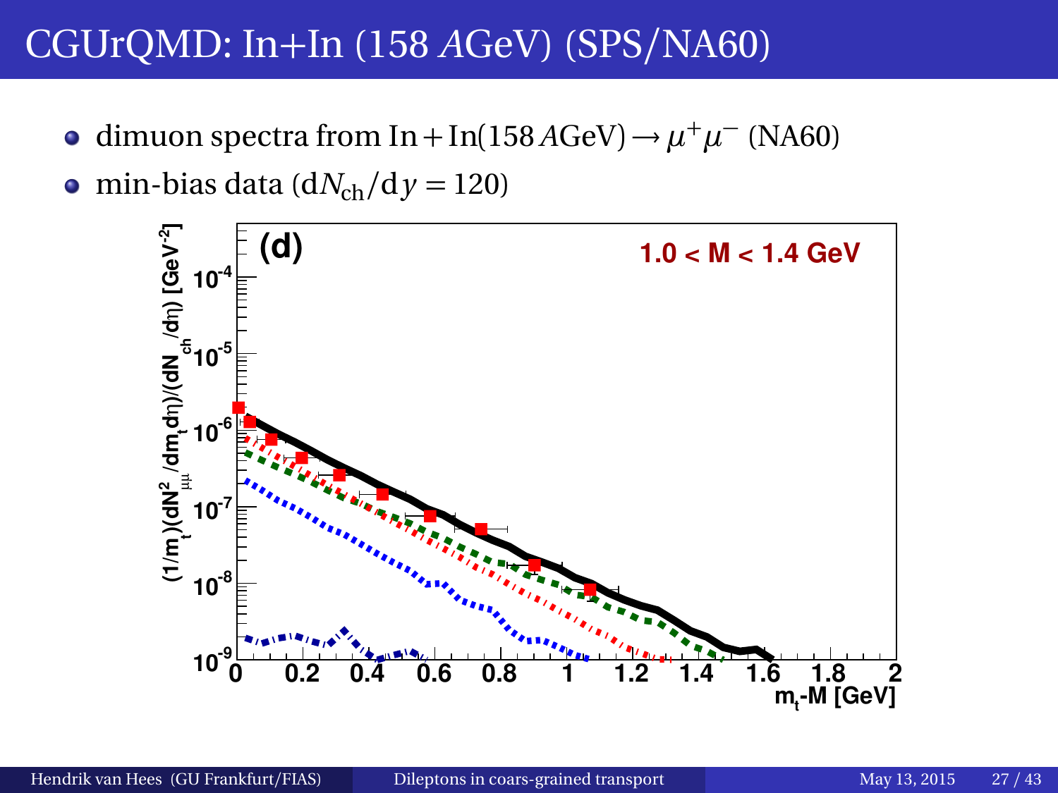# CGUrQMD: In+In (158 $A$GeV) (SPS/NA60)

- dimuon spectra from $\mathrm{In} + \mathrm{In}(158\,A\mathrm{GeV}) \rightarrow \mu^+\mu^-$ (NA60)
- min-bias data ($\mathrm{d}N_{\mathrm{ch}}/\mathrm{d}y = 120$)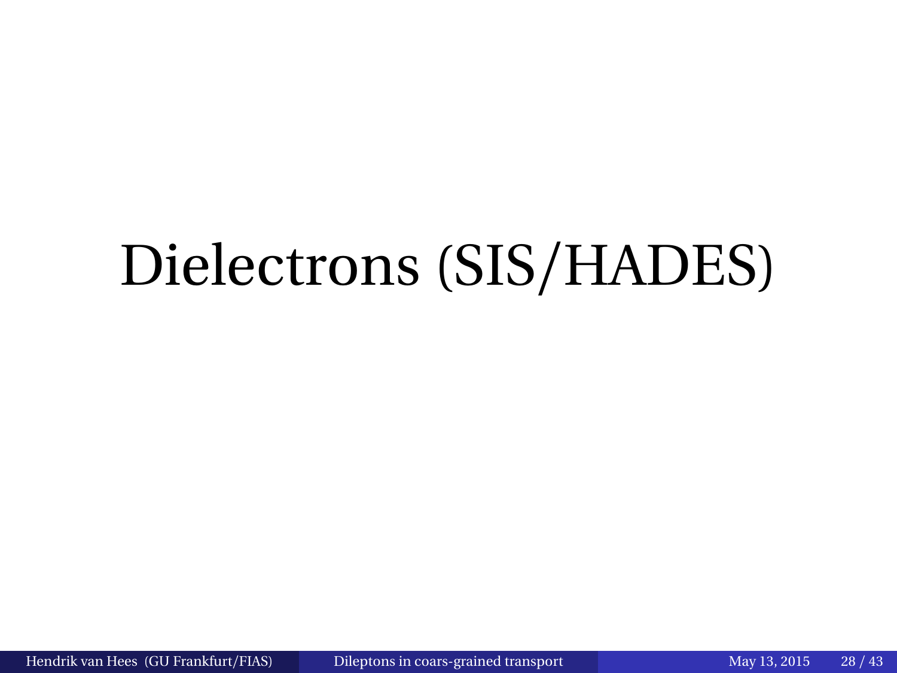# Dielectrons (SIS/HADES)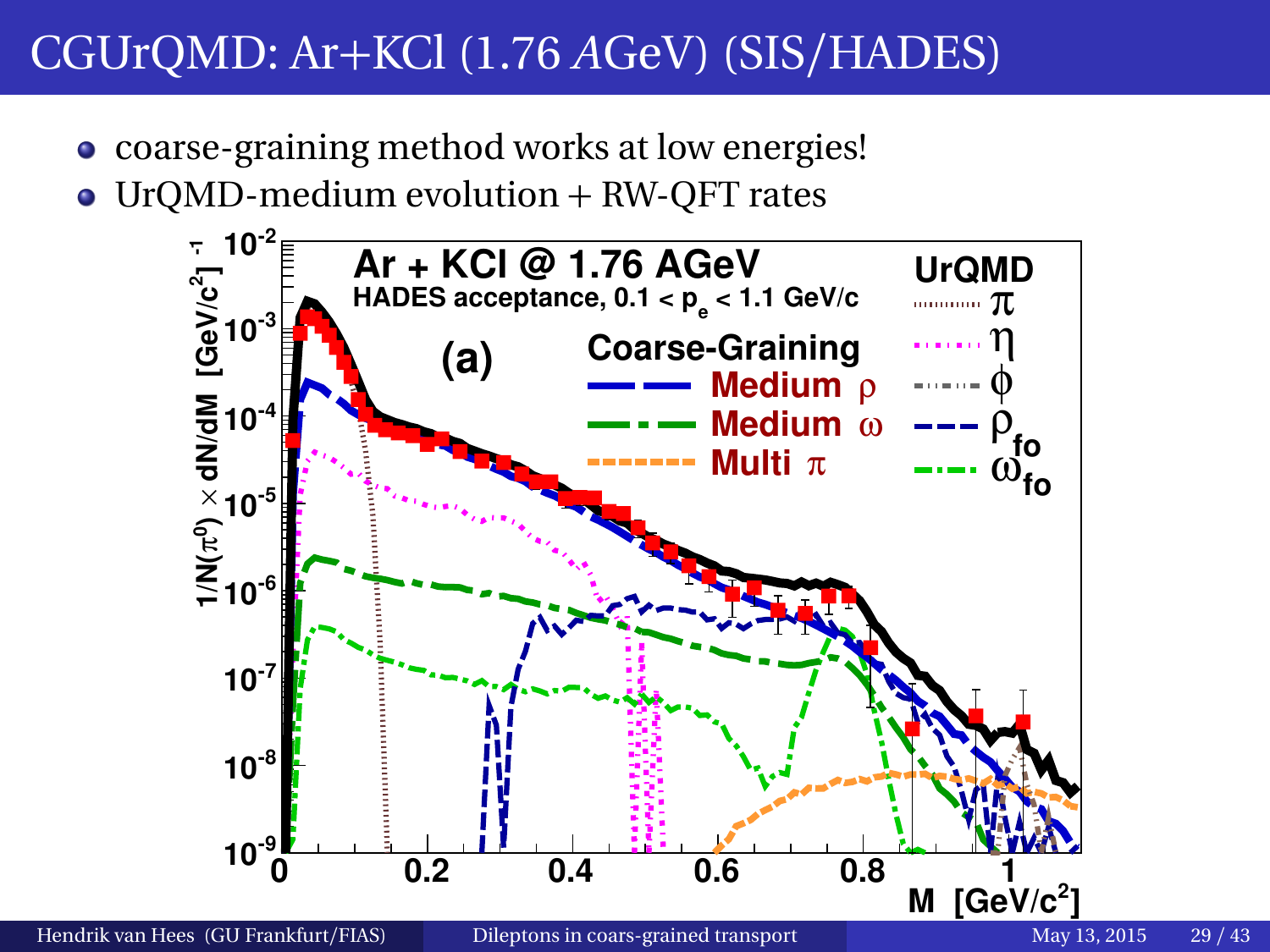# CGUrQMD: Ar+KCl (1.76 *A*GeV) (SIS/HADES)

- coarse-graining method works at low energies!
- UrQMD-medium evolution + RW-QFT rates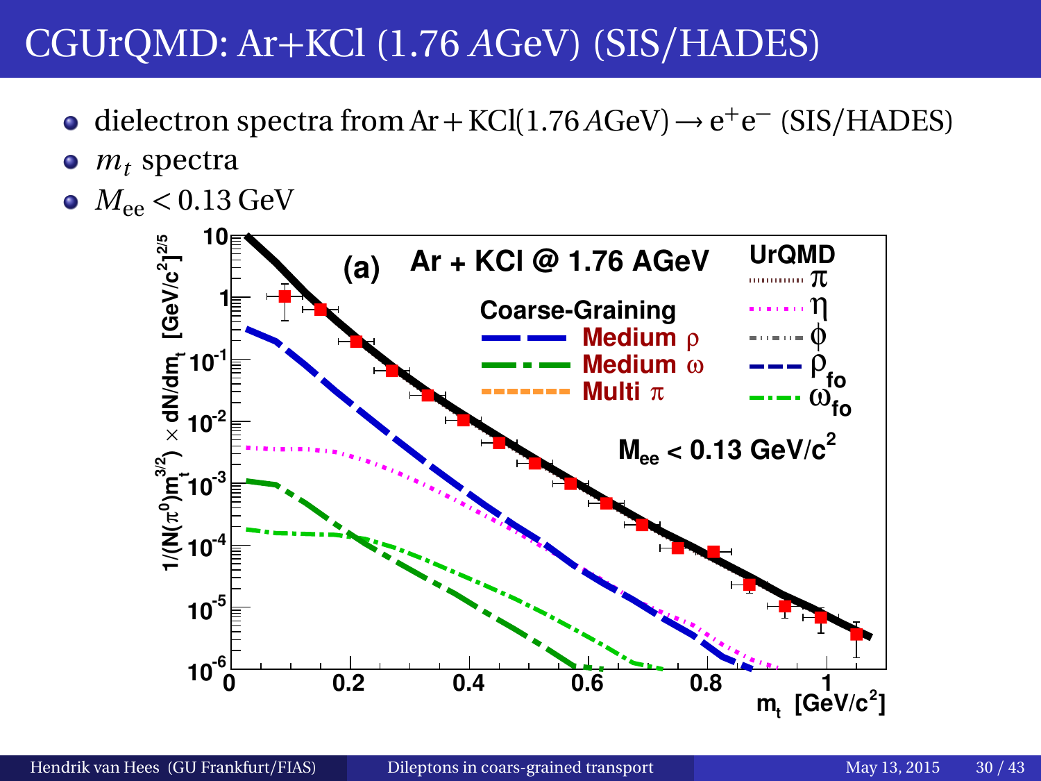# CGUrQMD: Ar+KCl (1.76 *A*GeV) (SIS/HADES)

- dielectron spectra from $\mathrm{Ar} + \mathrm{KCl}(1.76\,A\mathrm{GeV}) \rightarrow \mathrm{e}^+\mathrm{e}^-$ (SIS/HADES)
- $m_t$ spectra
- $M_{\mathrm{ee}} < 0.13\,\mathrm{GeV}$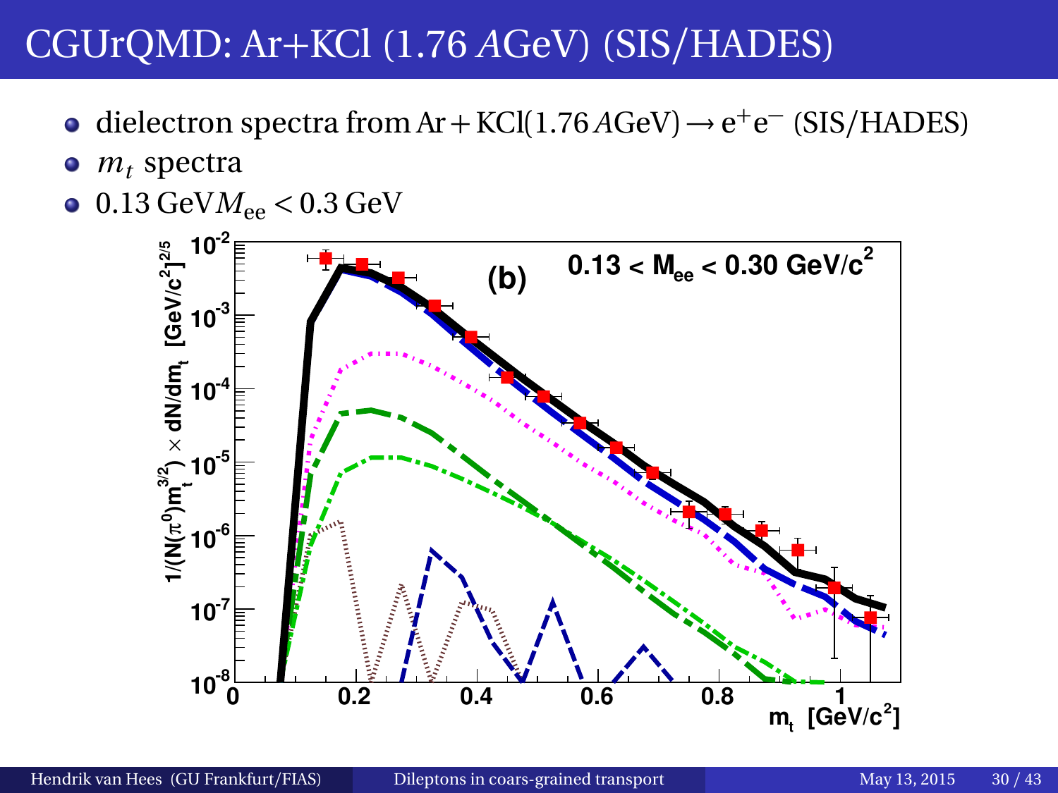# CGUrQMD: Ar+KCl (1.76 $A$GeV) (SIS/HADES)

- dielectron spectra from $\mathrm{Ar} + \mathrm{KCl}(1.76\,A\mathrm{GeV}) \rightarrow e^+e^-$ (SIS/HADES)
- $m_t$ spectra
- $0.13\,\mathrm{GeV} M_{ee} < 0.3\,\mathrm{GeV}$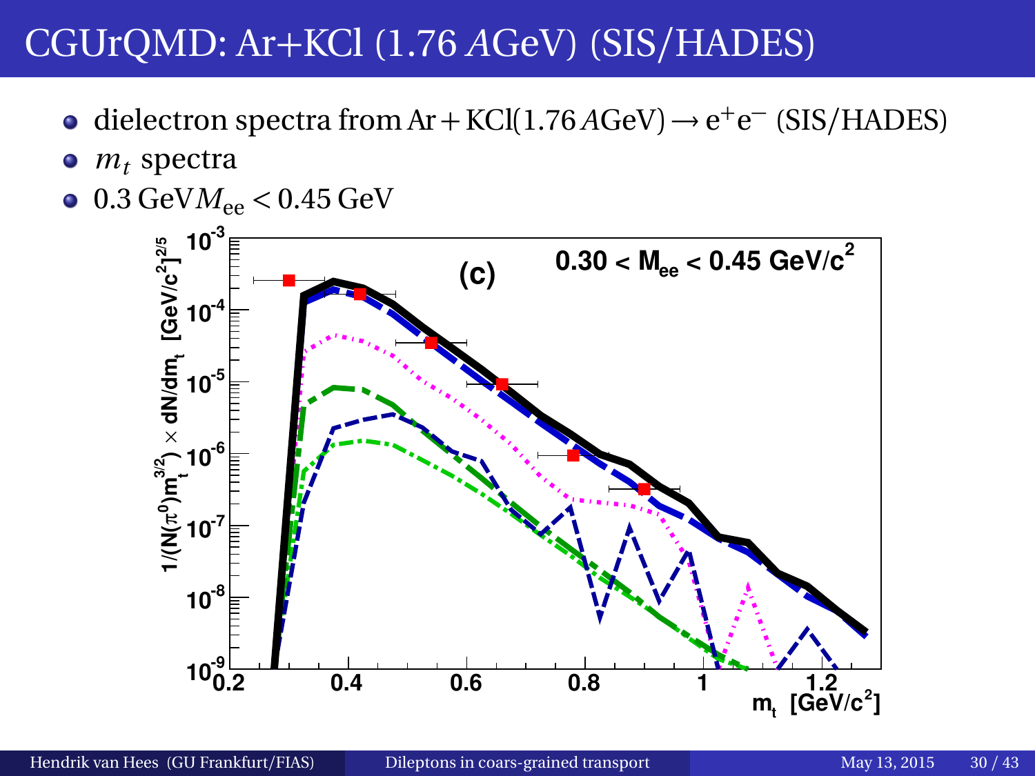# CGUrQMD: Ar+KCl (1.76 *A*GeV) (SIS/HADES)

- dielectron spectra from $\mathrm{Ar} + \mathrm{KCl}(1.76\,A\mathrm{GeV}) \rightarrow \mathrm{e}^{+}\mathrm{e}^{-}$ (SIS/HADES)
- $m_t$ spectra
- $0.3\,\mathrm{GeV} M_{\mathrm{ee}} < 0.45\,\mathrm{GeV}$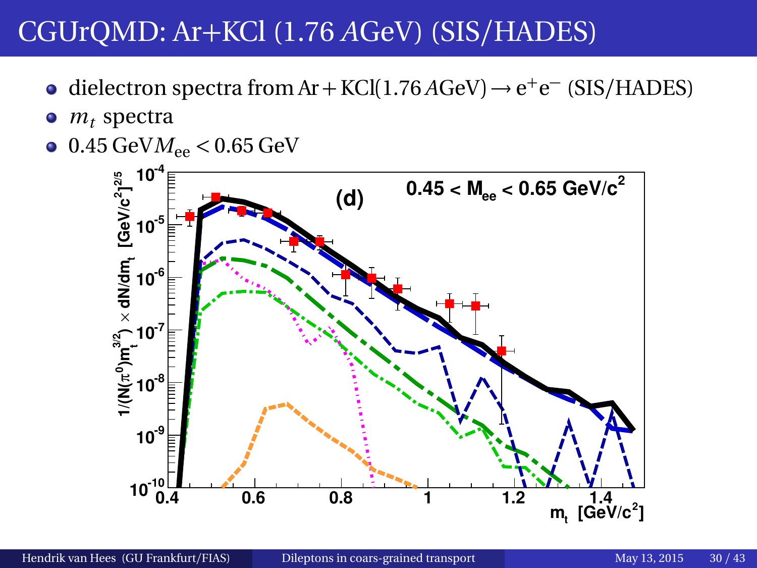# CGUrQMD: Ar+KCl (1.76 $A$GeV) (SIS/HADES)

- dielectron spectra from $\mathrm{Ar} + \mathrm{KCl}(1.76\,A\mathrm{GeV}) \rightarrow \mathrm{e}^{+}\mathrm{e}^{-}$ (SIS/HADES)
- $m_t$ spectra
- $0.45\,\mathrm{GeV} M_{\mathrm{ee}} < 0.65\,\mathrm{GeV}$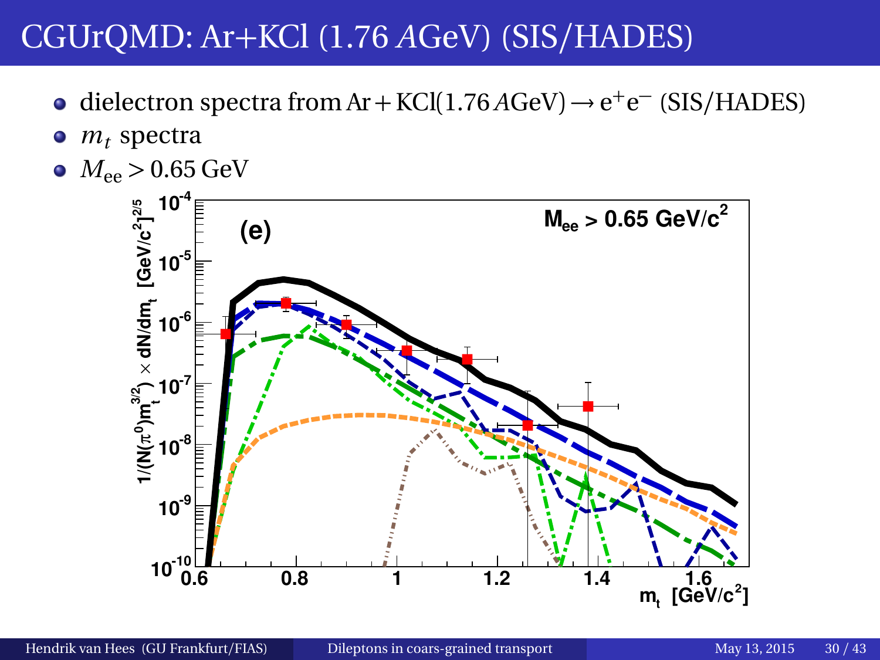# CGUrQMD: Ar+KCl (1.76 $A$GeV) (SIS/HADES)

- dielectron spectra from $\text{Ar} + \text{KCl}(1.76\,A\text{GeV}) \rightarrow e^+e^-$ (SIS/HADES)
- $m_t$ spectra
- $M_{ee} > 0.65\,\text{GeV}$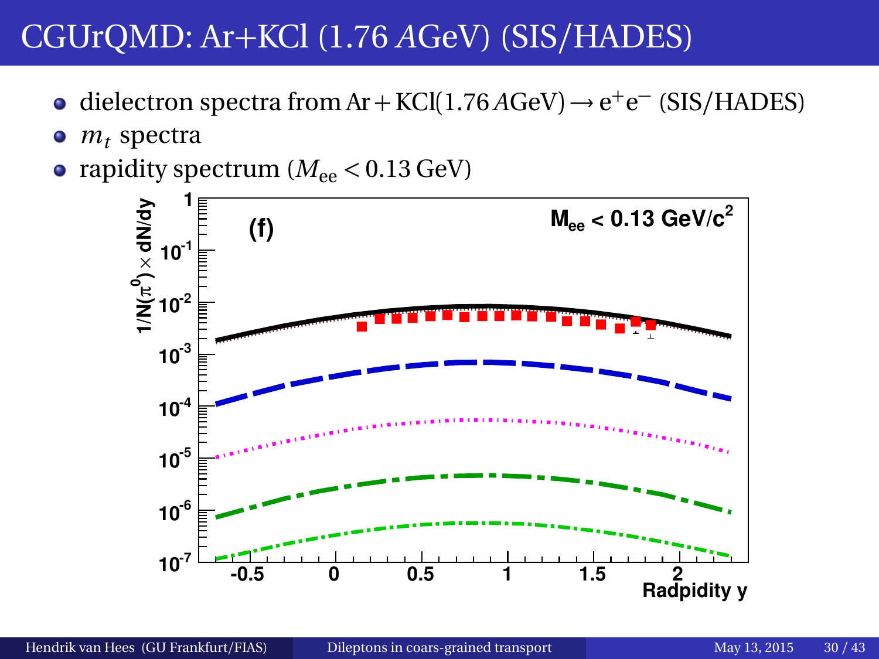# CGUrQMD: Ar+KCl (1.76 *A*GeV) (SIS/HADES)

- dielectron spectra from $\mathrm{Ar} + \mathrm{KCl}(1.76\,A\mathrm{GeV}) \rightarrow \mathrm{e}^+\mathrm{e}^-$ (SIS/HADES)
- $m_t$ spectra
- rapidity spectrum ($M_{\mathrm{ee}} < 0.13\,\mathrm{GeV}$)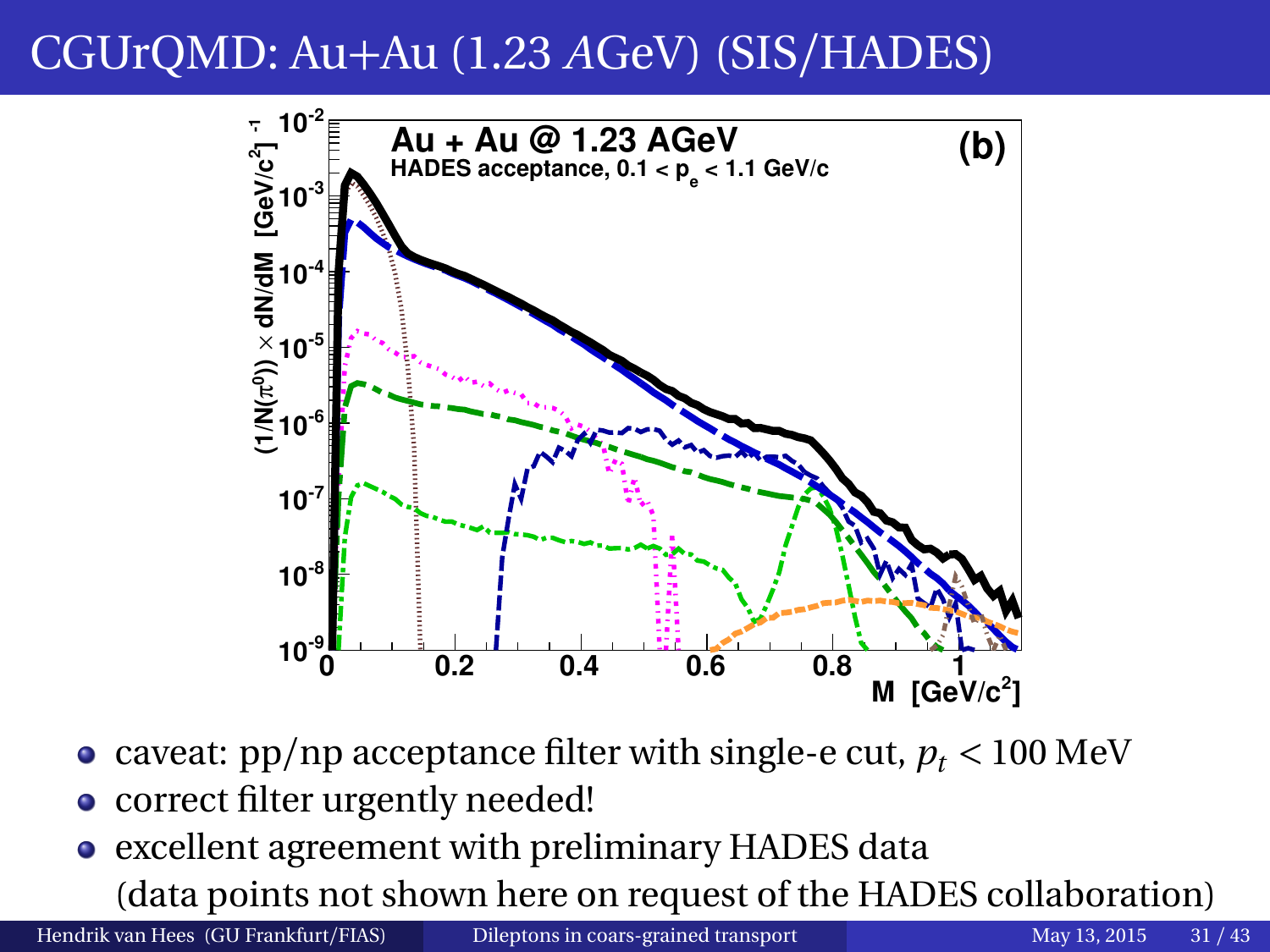# CGUrQMD: Au+Au (1.23 *A*GeV) (SIS/HADES)

- caveat: pp/np acceptance filter with single-e cut, $p_t < 100$ MeV
- correct filter urgently needed!
- excellent agreement with preliminary HADES data (data points not shown here on request of the HADES collaboration)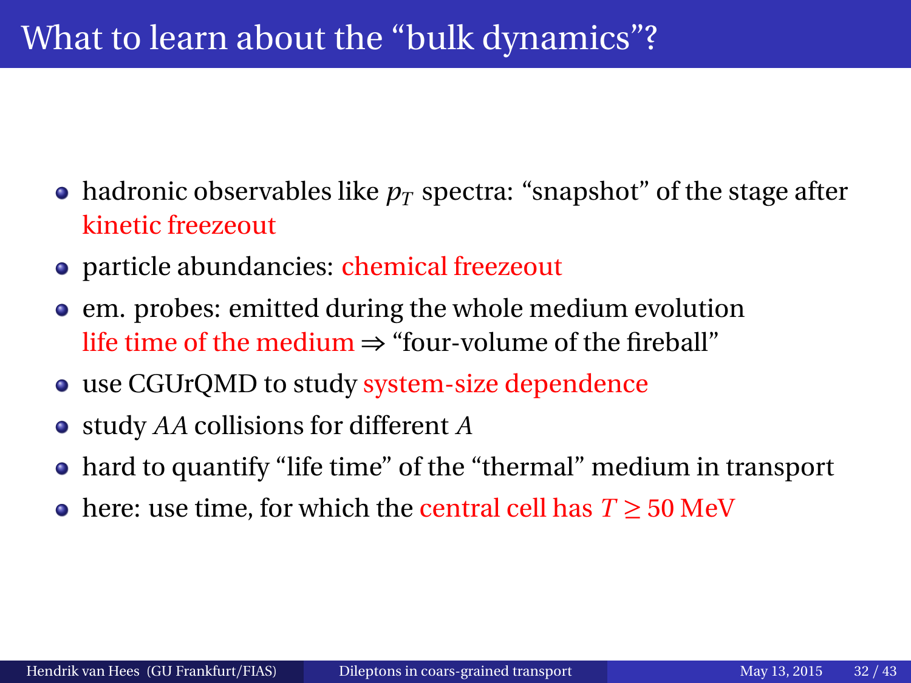# What to learn about the "bulk dynamics"?

- hadronic observables like $p_T$ spectra: "snapshot" of the stage after kinetic freezeout
- particle abundancies: chemical freezeout
- em. probes: emitted during the whole medium evolution
  life time of the medium $\Rightarrow$ "four-volume of the fireball"
- use CGUrQMD to study system-size dependence
- study $AA$ collisions for different $A$
- hard to quantify "life time" of the "thermal" medium in transport
- here: use time, for which the central cell has $T \geq 50$ MeV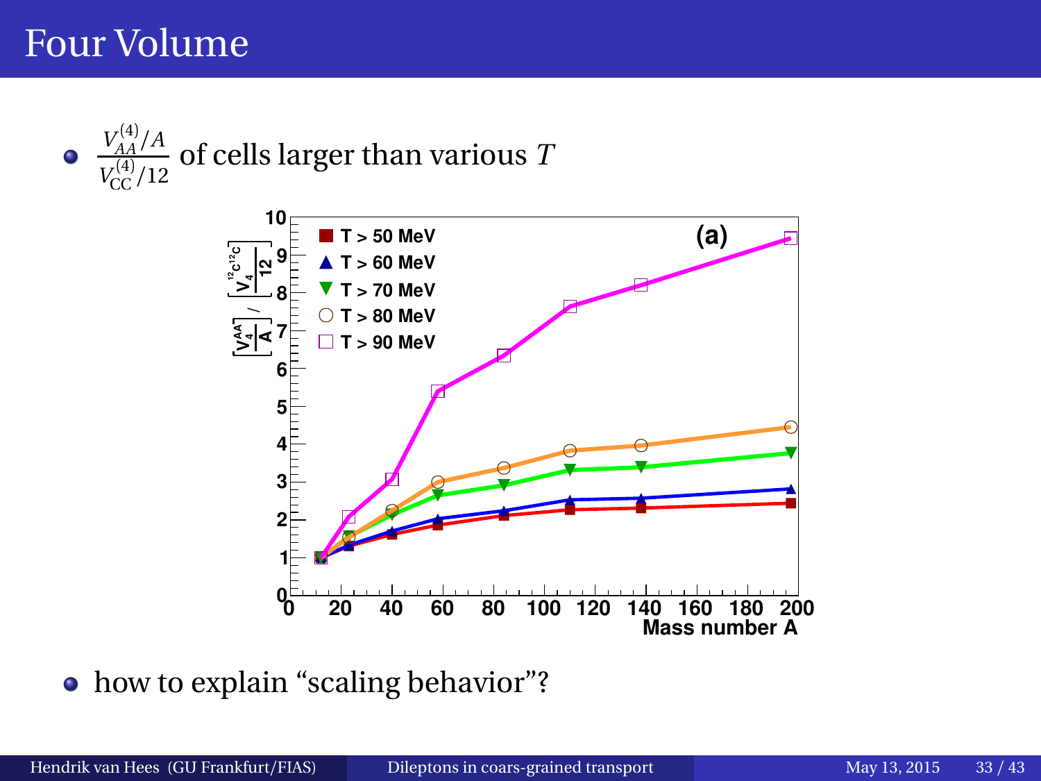# Four Volume

- $\frac{V_{AA}^{(4)}/A}{V_{\text{CC}}^{(4)}/12}$ of cells larger than various $T$

- how to explain "scaling behavior"?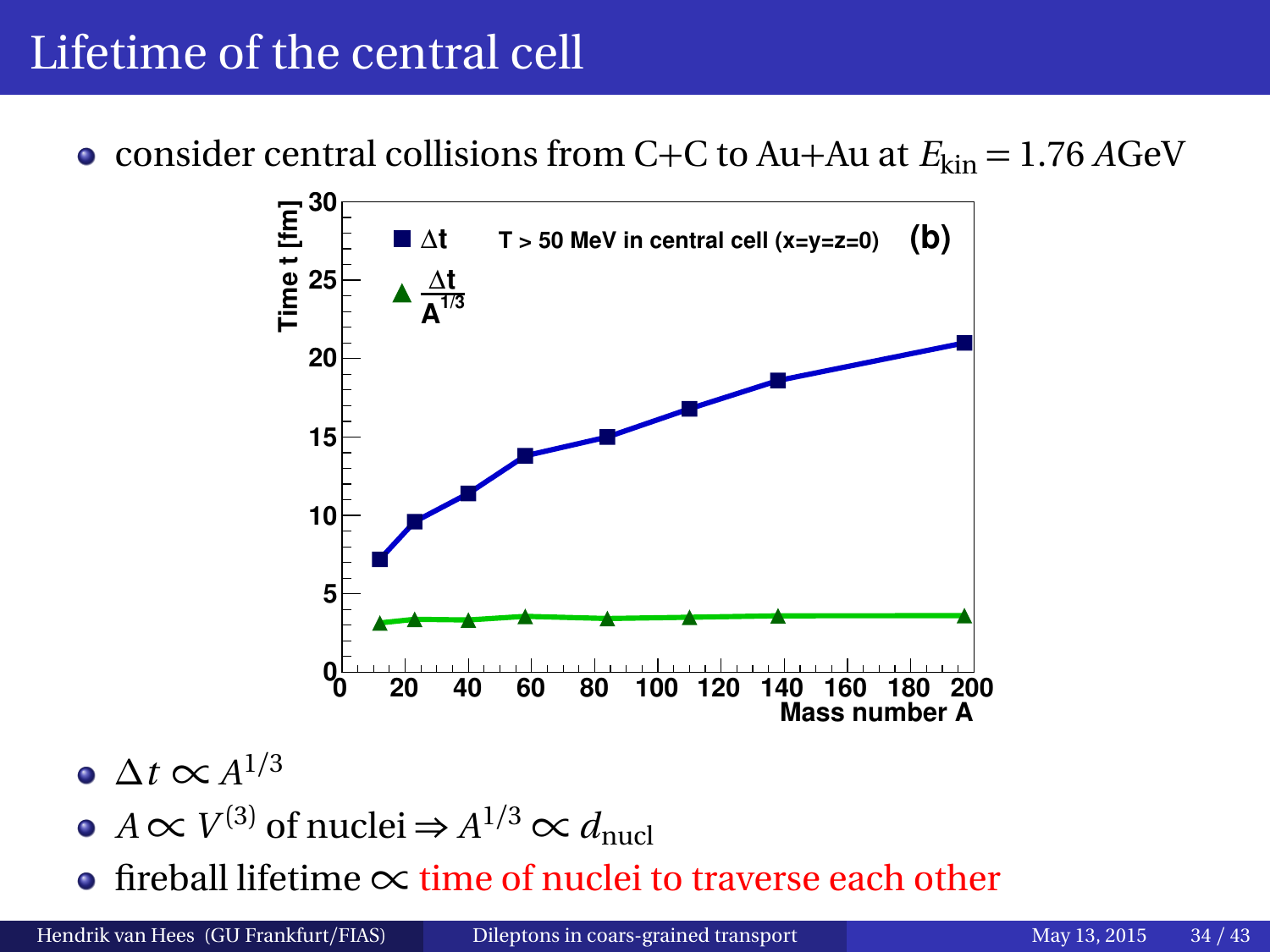# Lifetime of the central cell

- consider central collisions from C+C to Au+Au at $E_{\text{kin}} = 1.76\,A\text{GeV}$

- $\Delta t \propto A^{1/3}$
- $A \propto V^{(3)}$ of nuclei $\Rightarrow A^{1/3} \propto d_{\text{nucl}}$
- fireball lifetime $\propto$ time of nuclei to traverse each other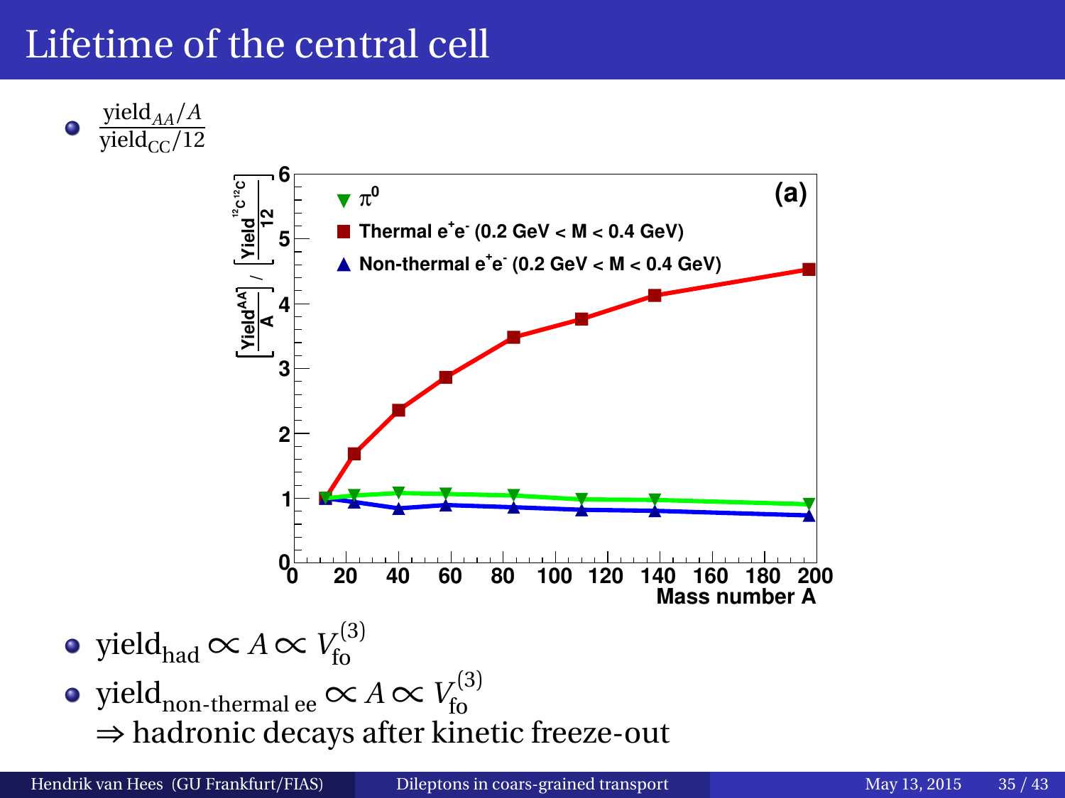# Lifetime of the central cell

- $\frac{\text{yield}_{AA}/A}{\text{yield}_{\text{CC}}/12}$

- $\text{yield}_{\text{had}} \propto A \propto V_{\text{fo}}^{(3)}$
- $\text{yield}_{\text{non-thermal ee}} \propto A \propto V_{\text{fo}}^{(3)}$
  $\Rightarrow$ hadronic decays after kinetic freeze-out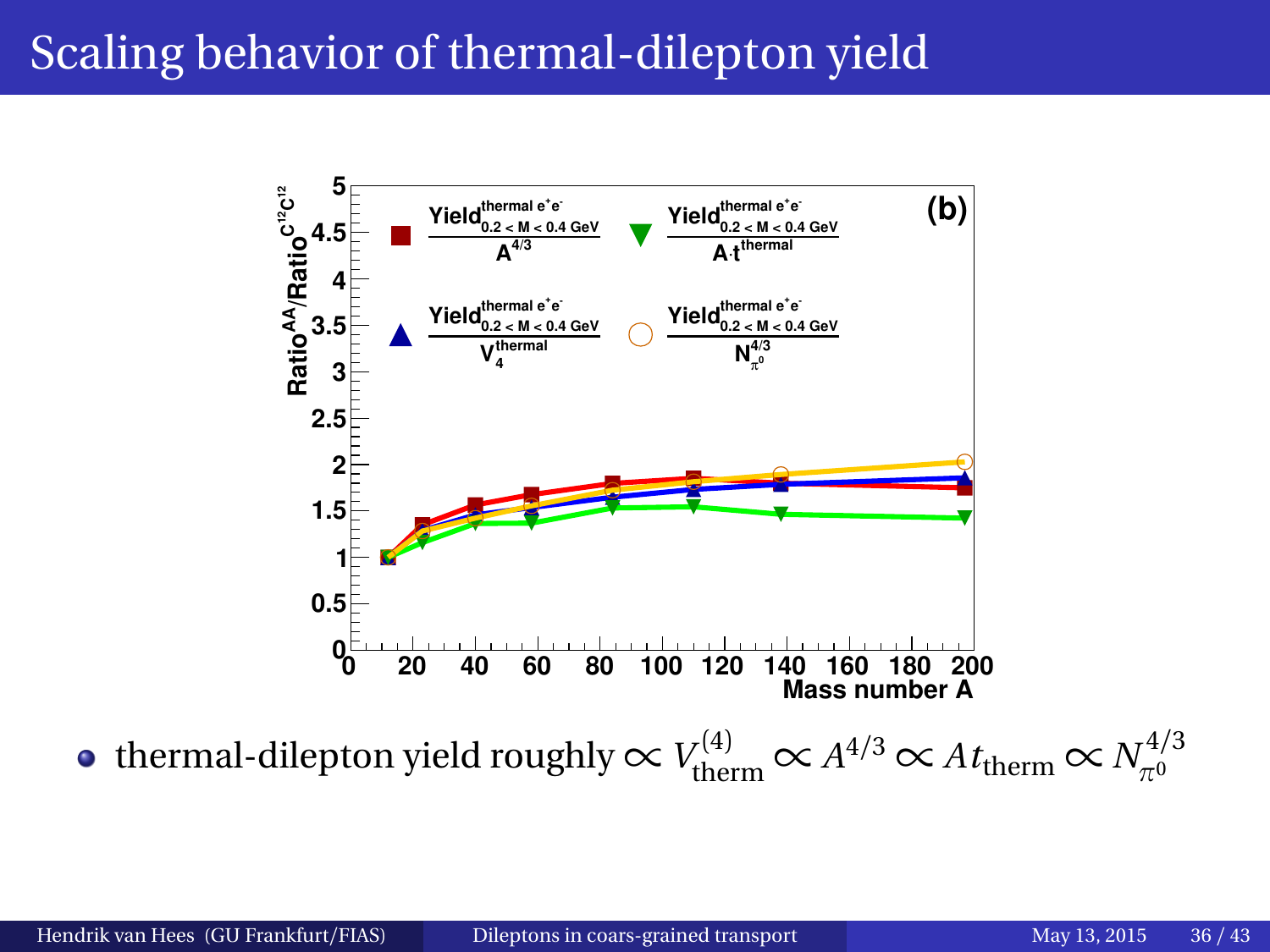# Scaling behavior of thermal-dilepton yield

- thermal-dilepton yield roughly $\propto V_{\text{therm}}^{(4)} \propto A^{4/3} \propto A\, t_{\text{therm}} \propto N_{\pi^0}^{4/3}$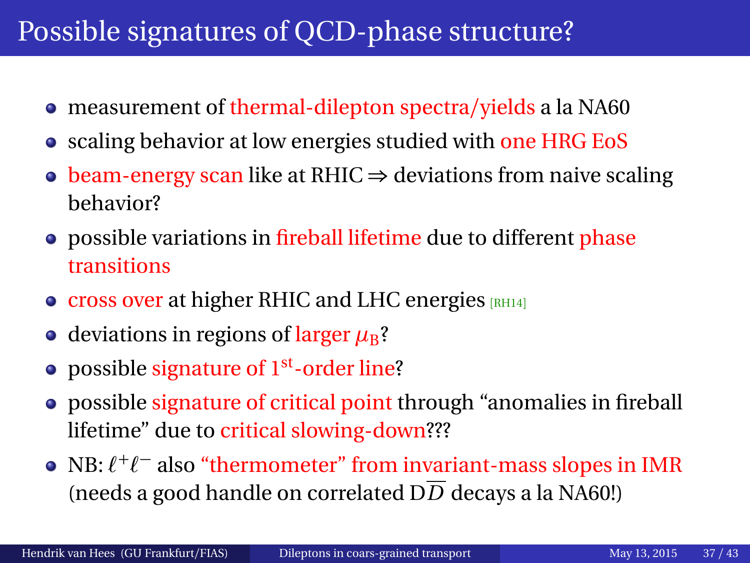# Possible signatures of QCD-phase structure?

- measurement of thermal-dilepton spectra/yields a la NA60
- scaling behavior at low energies studied with one HRG EoS
- beam-energy scan like at RHIC $\Rightarrow$ deviations from naive scaling behavior?
- possible variations in fireball lifetime due to different phase transitions
- cross over at higher RHIC and LHC energies [RH14]
- deviations in regions of larger $\mu_B$?
- possible signature of $1^{\text{st}}$-order line?
- possible signature of critical point through "anomalies in fireball lifetime" due to critical slowing-down???
- NB: $\ell^+\ell^-$ also "thermometer" from invariant-mass slopes in IMR (needs a good handle on correlated $\mathrm{D}\overline{D}$ decays a la NA60!)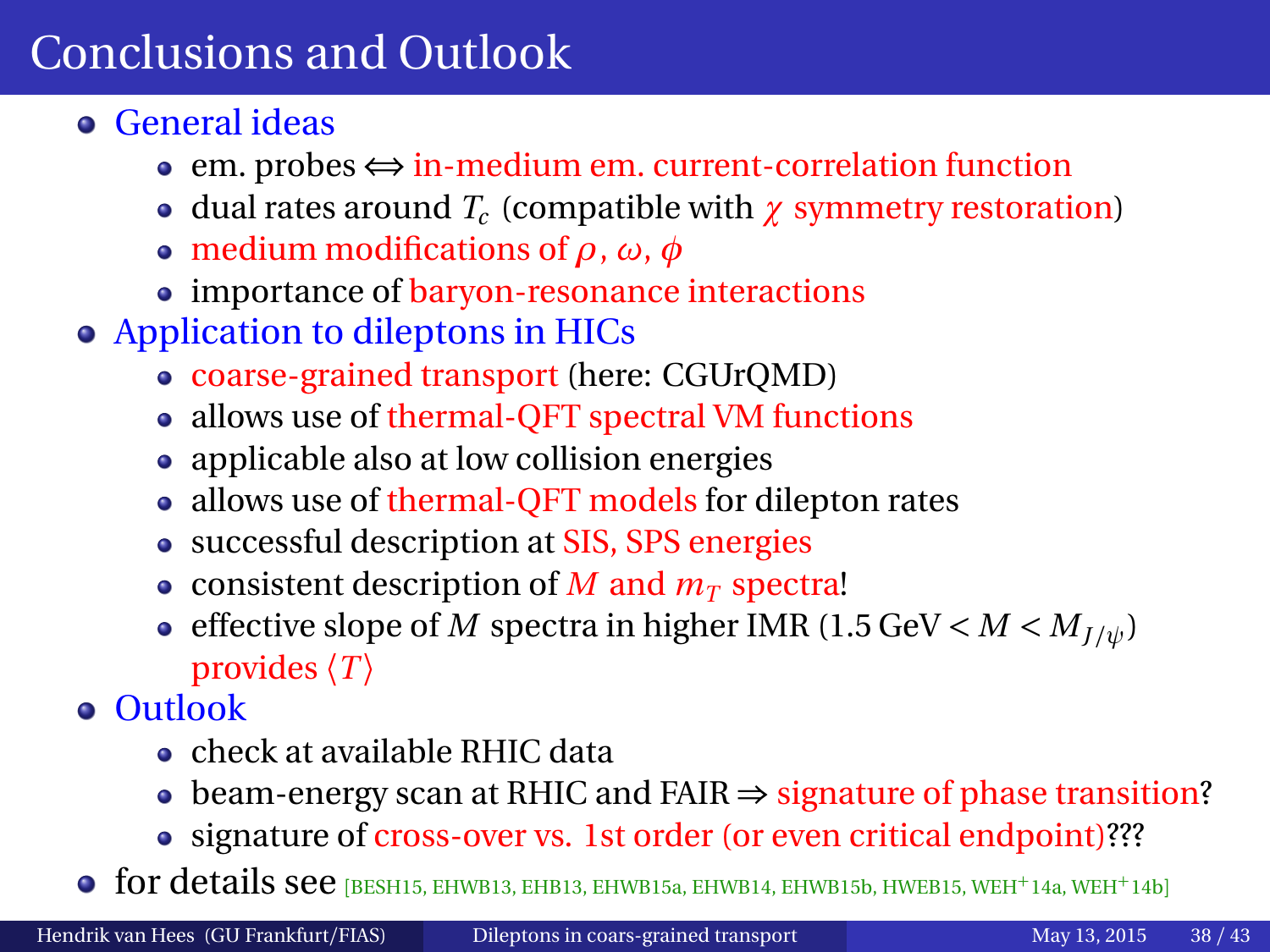# Conclusions and Outlook

- General ideas
  - em. probes $\Leftrightarrow$ in-medium em. current-correlation function
  - dual rates around $T_c$ (compatible with $\chi$ symmetry restoration)
  - medium modifications of $\rho$, $\omega$, $\phi$
  - importance of baryon-resonance interactions
- Application to dileptons in HICs
  - coarse-grained transport (here: CGUrQMD)
  - allows use of thermal-QFT spectral VM functions
  - applicable also at low collision energies
  - allows use of thermal-QFT models for dilepton rates
  - successful description at SIS, SPS energies
  - consistent description of $M$ and $m_T$ spectra!
  - effective slope of $M$ spectra in higher IMR ($1.5\,\text{GeV} < M < M_{J/\psi}$) provides $\langle T \rangle$
- Outlook
  - check at available RHIC data
  - beam-energy scan at RHIC and FAIR $\Rightarrow$ signature of phase transition?
  - signature of cross-over vs. 1st order (or even critical endpoint)???
- for details see [BESH15, EHWB13, EHB13, EHWB15a, EHWB14, EHWB15b, HWEB15, WEH+14a, WEH+14b]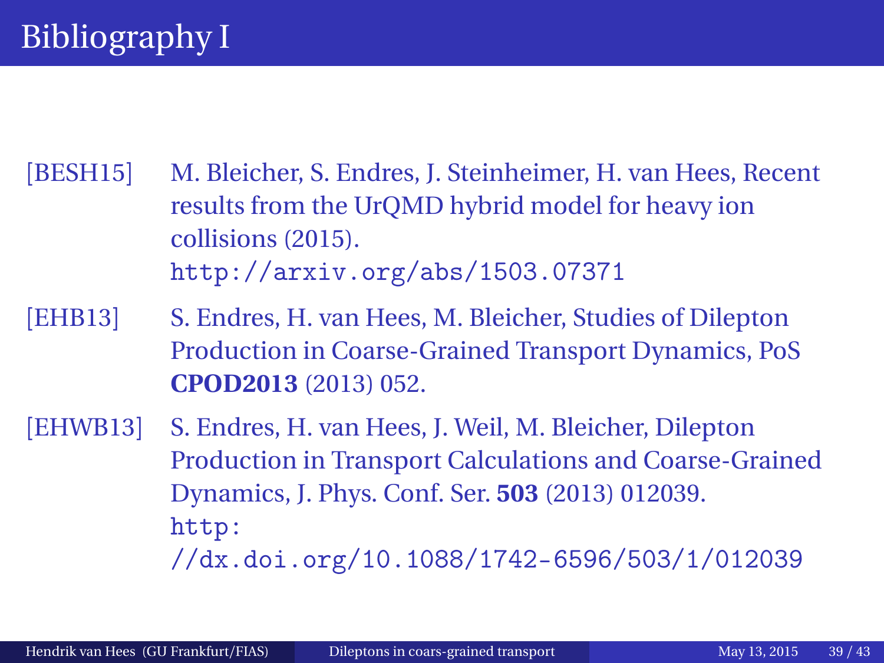# Bibliography I

[BESH15] M. Bleicher, S. Endres, J. Steinheimer, H. van Hees, Recent results from the UrQMD hybrid model for heavy ion collisions (2015).
http://arxiv.org/abs/1503.07371

[EHB13] S. Endres, H. van Hees, M. Bleicher, Studies of Dilepton Production in Coarse-Grained Transport Dynamics, PoS **CPOD2013** (2013) 052.

[EHWB13] S. Endres, H. van Hees, J. Weil, M. Bleicher, Dilepton Production in Transport Calculations and Coarse-Grained Dynamics, J. Phys. Conf. Ser. **503** (2013) 012039.
http://dx.doi.org/10.1088/1742-6596/503/1/012039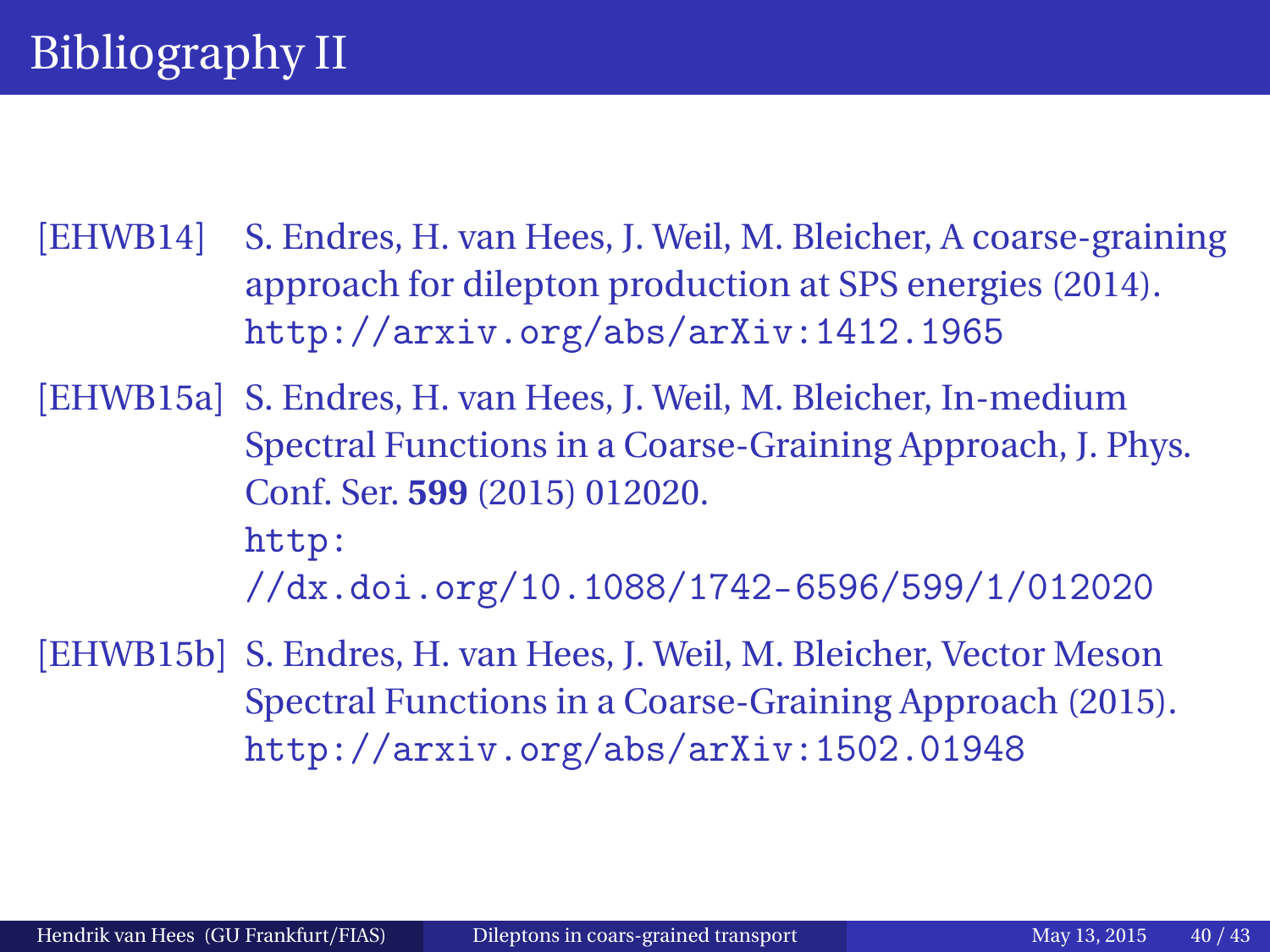# Bibliography II

[EHWB14] S. Endres, H. van Hees, J. Weil, M. Bleicher, A coarse-graining approach for dilepton production at SPS energies (2014). http://arxiv.org/abs/arXiv:1412.1965

[EHWB15a] S. Endres, H. van Hees, J. Weil, M. Bleicher, In-medium Spectral Functions in a Coarse-Graining Approach, J. Phys. Conf. Ser. **599** (2015) 012020. http://dx.doi.org/10.1088/1742-6596/599/1/012020

[EHWB15b] S. Endres, H. van Hees, J. Weil, M. Bleicher, Vector Meson Spectral Functions in a Coarse-Graining Approach (2015). http://arxiv.org/abs/arXiv:1502.01948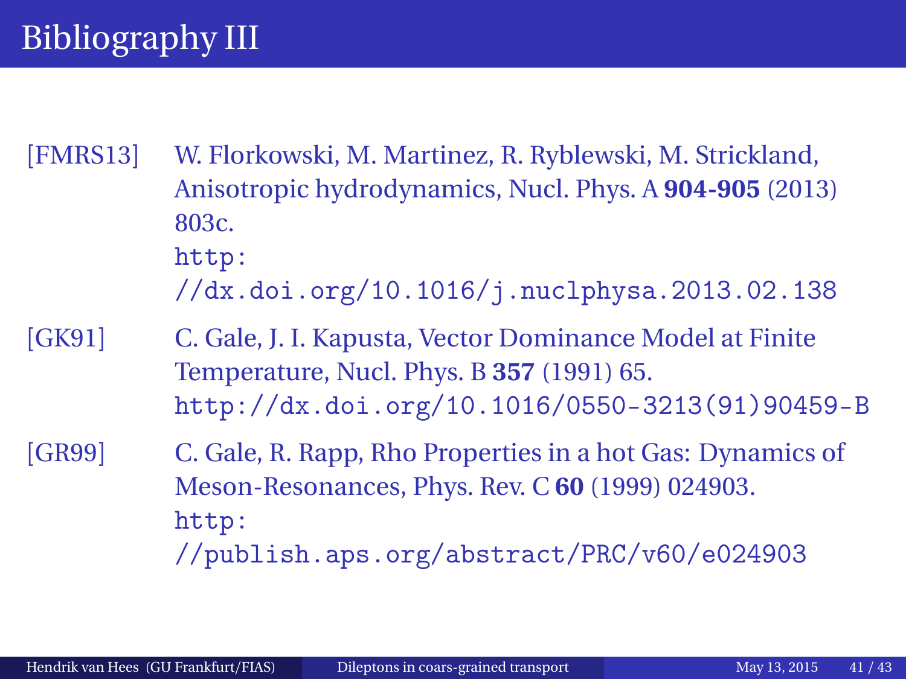# Bibliography III

[FMRS13] W. Florkowski, M. Martinez, R. Ryblewski, M. Strickland, Anisotropic hydrodynamics, Nucl. Phys. A **904-905** (2013) 803c.
http://dx.doi.org/10.1016/j.nuclphysa.2013.02.138

[GK91] C. Gale, J. I. Kapusta, Vector Dominance Model at Finite Temperature, Nucl. Phys. B **357** (1991) 65.
http://dx.doi.org/10.1016/0550-3213(91)90459-B

[GR99] C. Gale, R. Rapp, Rho Properties in a hot Gas: Dynamics of Meson-Resonances, Phys. Rev. C **60** (1999) 024903.
http://publish.aps.org/abstract/PRC/v60/e024903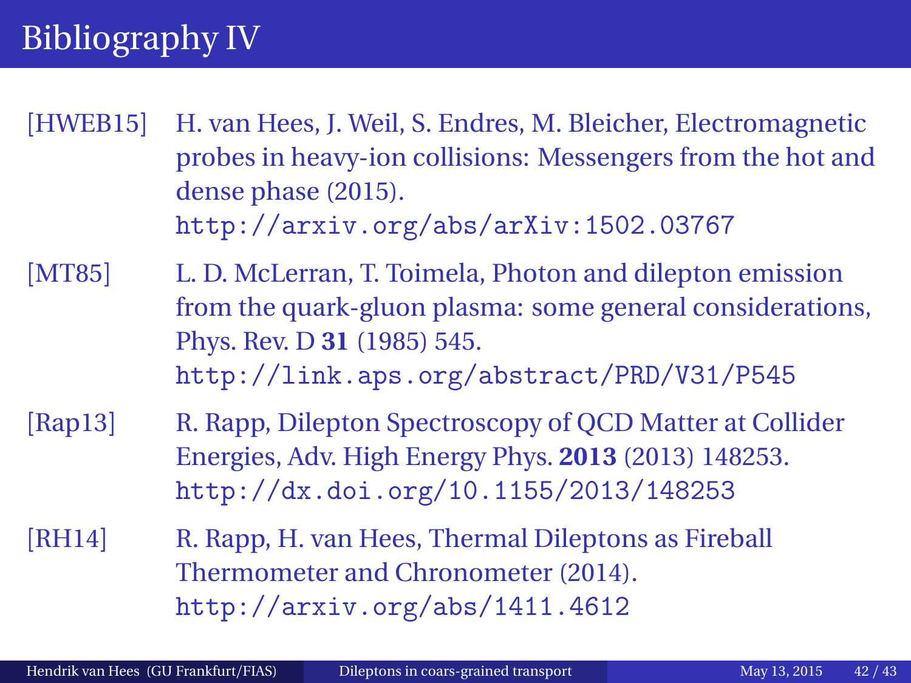# Bibliography IV

[HWEB15] H. van Hees, J. Weil, S. Endres, M. Bleicher, Electromagnetic probes in heavy-ion collisions: Messengers from the hot and dense phase (2015).
http://arxiv.org/abs/arXiv:1502.03767

[MT85] L. D. McLerran, T. Toimela, Photon and dilepton emission from the quark-gluon plasma: some general considerations, Phys. Rev. D **31** (1985) 545.
http://link.aps.org/abstract/PRD/V31/P545

[Rap13] R. Rapp, Dilepton Spectroscopy of QCD Matter at Collider Energies, Adv. High Energy Phys. **2013** (2013) 148253.
http://dx.doi.org/10.1155/2013/148253

[RH14] R. Rapp, H. van Hees, Thermal Dileptons as Fireball Thermometer and Chronometer (2014).
http://arxiv.org/abs/1411.4612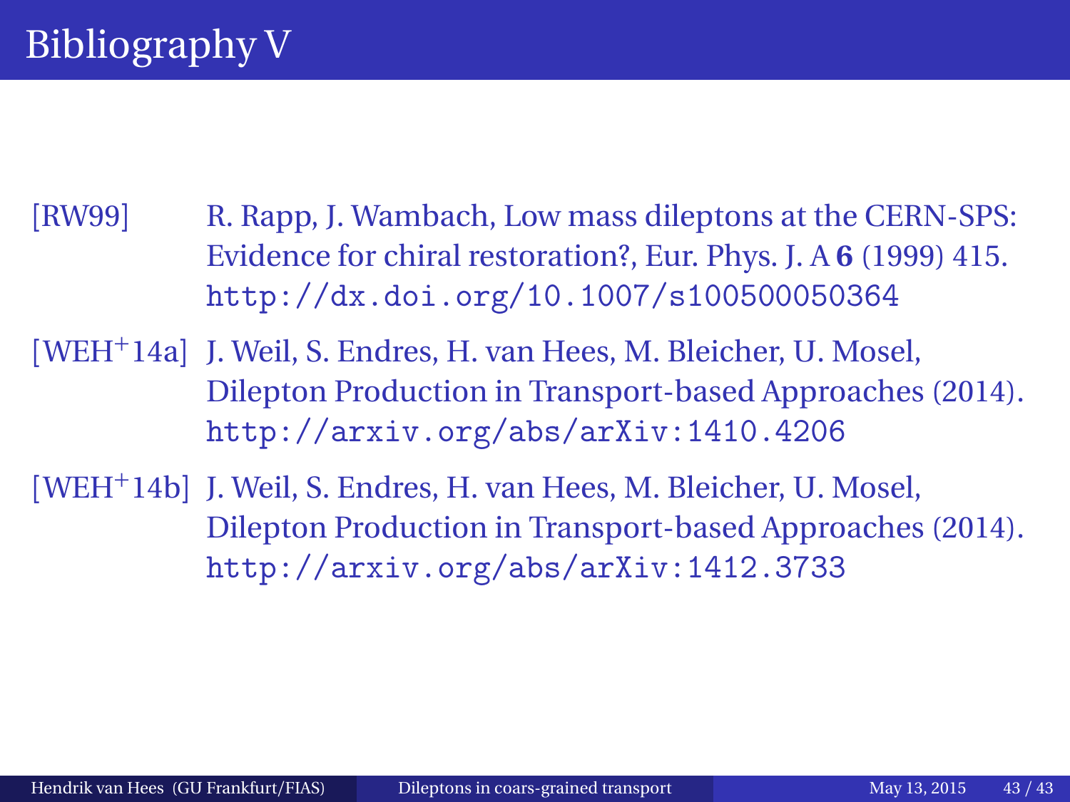# Bibliography V

[RW99] R. Rapp, J. Wambach, Low mass dileptons at the CERN-SPS: Evidence for chiral restoration?, Eur. Phys. J. A **6** (1999) 415. http://dx.doi.org/10.1007/s100500050364

[WEH+14a] J. Weil, S. Endres, H. van Hees, M. Bleicher, U. Mosel, Dilepton Production in Transport-based Approaches (2014). http://arxiv.org/abs/arXiv:1410.4206

[WEH+14b] J. Weil, S. Endres, H. van Hees, M. Bleicher, U. Mosel, Dilepton Production in Transport-based Approaches (2014). http://arxiv.org/abs/arXiv:1412.3733